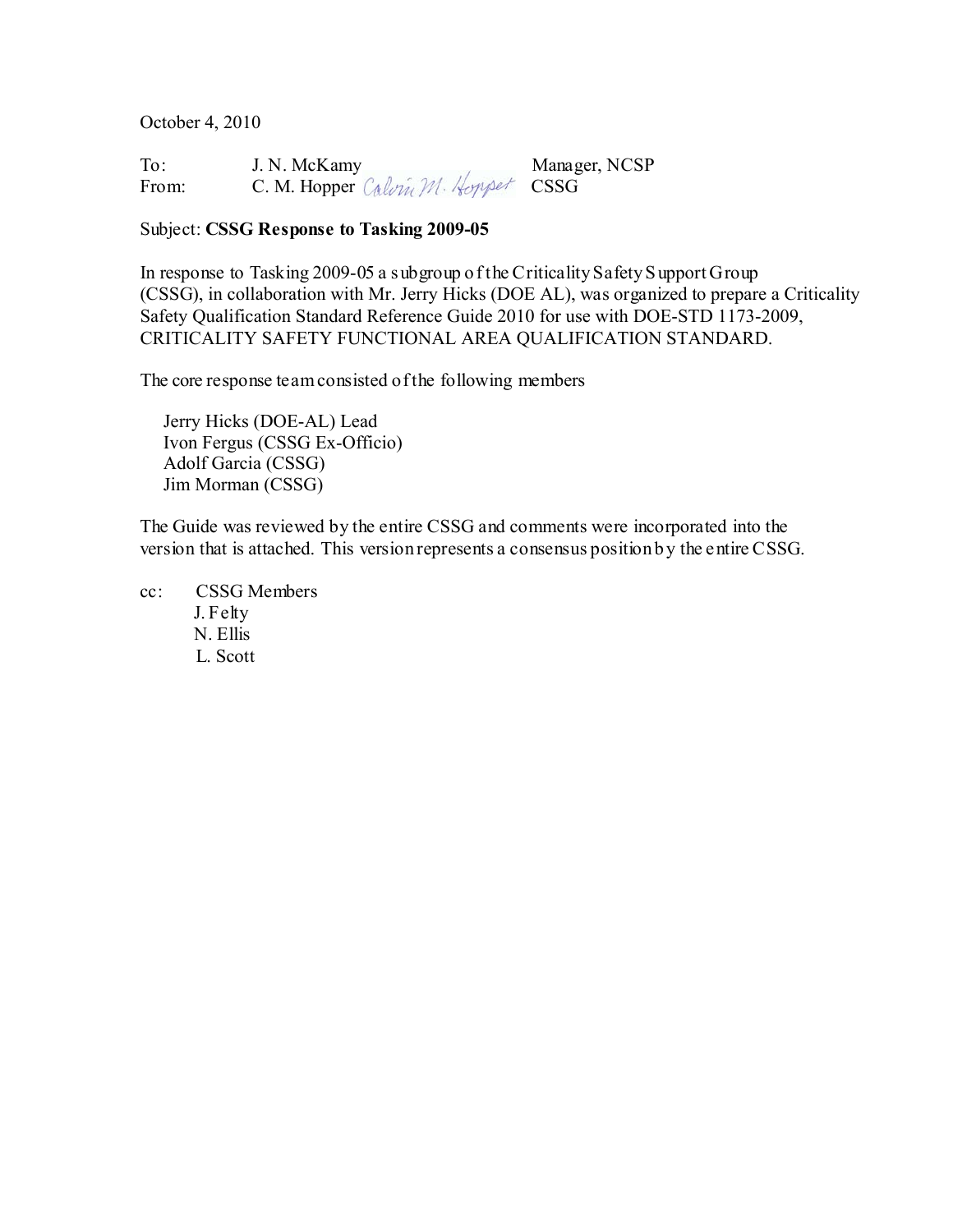October 4, 2010

To: J. N. McKamy Manager, NCSP
From: C. M. Hopper *Calvin M. Hopper* CSSG

Subject: **CSSG Response to Tasking 2009-05**

In response to Tasking 2009-05 a subgroup of the Criticality Safety Support Group (CSSG), in collaboration with Mr. Jerry Hicks (DOE AL), was organized to prepare a Criticality Safety Qualification Standard Reference Guide 2010 for use with DOE-STD 1173-2009, CRITICALITY SAFETY FUNCTIONAL AREA QUALIFICATION STANDARD.

The core response team consisted of the following members

- Jerry Hicks (DOE-AL) Lead
- Ivon Fergus (CSSG Ex-Officio)
- Adolf Garcia (CSSG)
- Jim Morman (CSSG)

The Guide was reviewed by the entire CSSG and comments were incorporated into the version that is attached. This version represents a consensus position by the entire CSSG.

cc: CSSG Members
J. Felty
N. Ellis
L. Scott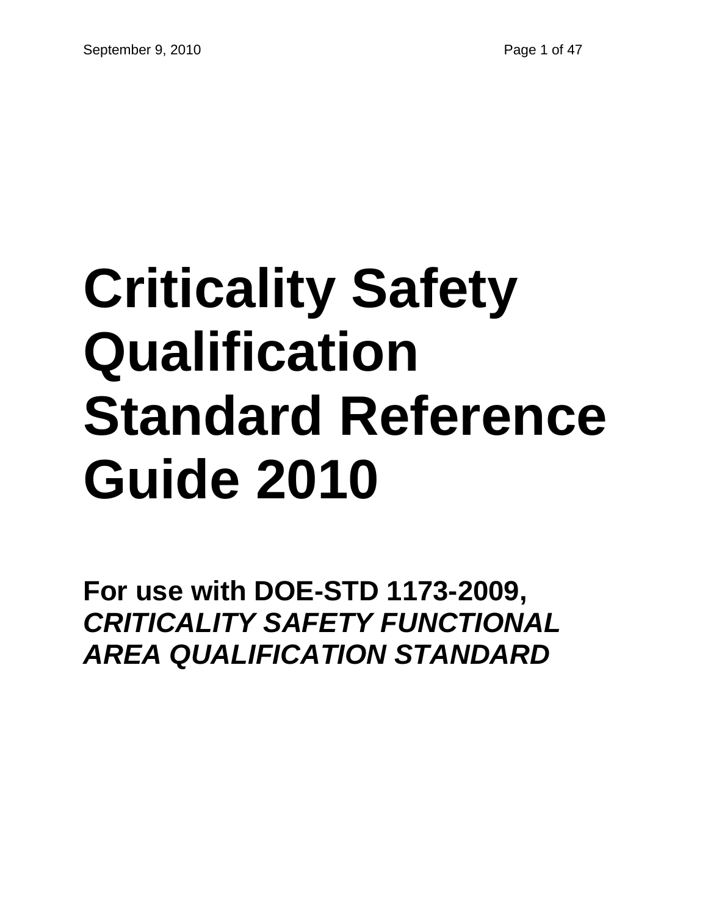# Criticality Safety Qualification Standard Reference Guide 2010

**For use with DOE-STD 1173-2009,**
***CRITICALITY SAFETY FUNCTIONAL AREA QUALIFICATION STANDARD***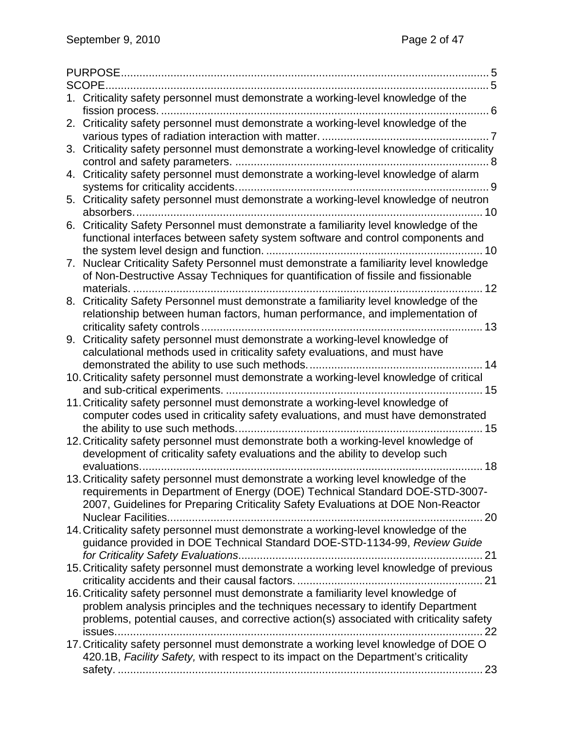PURPOSE ........................................................................................................ 5
SCOPE ............................................................................................................ 5

1. Criticality safety personnel must demonstrate a working-level knowledge of the fission process. ........................................................................................................ 6
2. Criticality safety personnel must demonstrate a working-level knowledge of the various types of radiation interaction with matter. ................................................... 7
3. Criticality safety personnel must demonstrate a working-level knowledge of criticality control and safety parameters. ............................................................................ 8
4. Criticality safety personnel must demonstrate a working-level knowledge of alarm systems for criticality accidents. ............................................................................ 9
5. Criticality safety personnel must demonstrate a working-level knowledge of neutron absorbers. ............................................................................................................ 10
6. Criticality Safety Personnel must demonstrate a familiarity level knowledge of the functional interfaces between safety system software and control components and the system level design and function. ................................................................ 10
7. Nuclear Criticality Safety Personnel must demonstrate a familiarity level knowledge of Non-Destructive Assay Techniques for quantification of fissile and fissionable materials. ............................................................................................................ 12
8. Criticality Safety Personnel must demonstrate a familiarity level knowledge of the relationship between human factors, human performance, and implementation of criticality safety controls ........................................................................................ 13
9. Criticality safety personnel must demonstrate a working-level knowledge of calculational methods used in criticality safety evaluations, and must have demonstrated the ability to use such methods. ...................................................... 14
10. Criticality safety personnel must demonstrate a working-level knowledge of critical and sub-critical experiments. ................................................................................ 15
11. Criticality safety personnel must demonstrate a working-level knowledge of computer codes used in criticality safety evaluations, and must have demonstrated the ability to use such methods. ............................................................................ 15
12. Criticality safety personnel must demonstrate both a working-level knowledge of development of criticality safety evaluations and the ability to develop such evaluations. ........................................................................................................ 18
13. Criticality safety personnel must demonstrate a working level knowledge of the requirements in Department of Energy (DOE) Technical Standard DOE-STD-3007-2007, Guidelines for Preparing Criticality Safety Evaluations at DOE Non-Reactor Nuclear Facilities. ................................................................................................. 20
14. Criticality safety personnel must demonstrate a working-level knowledge of the guidance provided in DOE Technical Standard DOE-STD-1134-99, *Review Guide for Criticality Safety Evaluations*. ............................................................................ 21
15. Criticality safety personnel must demonstrate a working level knowledge of previous criticality accidents and their causal factors. ........................................................ 21
16. Criticality safety personnel must demonstrate a familiarity level knowledge of problem analysis principles and the techniques necessary to identify Department problems, potential causes, and corrective action(s) associated with criticality safety issues. ............................................................................................................... 22
17. Criticality safety personnel must demonstrate a working level knowledge of DOE O 420.1B, *Facility Safety,* with respect to its impact on the Department's criticality safety. ................................................................................................................ 23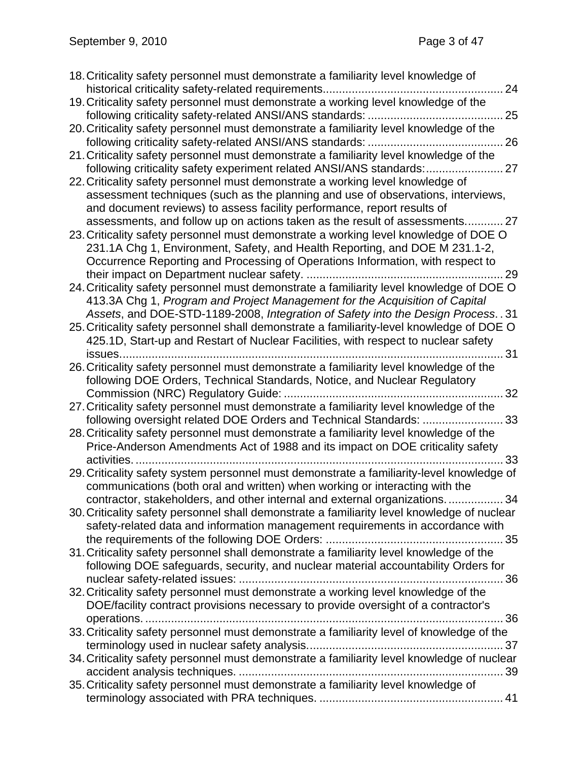18. Criticality safety personnel must demonstrate a familiarity level knowledge of historical criticality safety-related requirements........................................................ 24
19. Criticality safety personnel must demonstrate a working level knowledge of the following criticality safety-related ANSI/ANS standards: .......................................... 25
20. Criticality safety personnel must demonstrate a familiarity level knowledge of the following criticality safety-related ANSI/ANS standards: .......................................... 26
21. Criticality safety personnel must demonstrate a familiarity level knowledge of the following criticality safety experiment related ANSI/ANS standards:........................ 27
22. Criticality safety personnel must demonstrate a working level knowledge of assessment techniques (such as the planning and use of observations, interviews, and document reviews) to assess facility performance, report results of assessments, and follow up on actions taken as the result of assessments............ 27
23. Criticality safety personnel must demonstrate a working level knowledge of DOE O 231.1A Chg 1, Environment, Safety, and Health Reporting, and DOE M 231.1-2, Occurrence Reporting and Processing of Operations Information, with respect to their impact on Department nuclear safety. ............................................................. 29
24. Criticality safety personnel must demonstrate a familiarity level knowledge of DOE O 413.3A Chg 1, *Program and Project Management for the Acquisition of Capital Assets*, and DOE-STD-1189-2008, *Integration of Safety into the Design Process*. . 31
25. Criticality safety personnel shall demonstrate a familiarity-level knowledge of DOE O 425.1D, Start-up and Restart of Nuclear Facilities, with respect to nuclear safety issues...................................................................................................................... 31
26. Criticality safety personnel must demonstrate a familiarity level knowledge of the following DOE Orders, Technical Standards, Notice, and Nuclear Regulatory Commission (NRC) Regulatory Guide: .................................................................... 32
27. Criticality safety personnel must demonstrate a familiarity level knowledge of the following oversight related DOE Orders and Technical Standards: ......................... 33
28. Criticality safety personnel must demonstrate a familiarity level knowledge of the Price-Anderson Amendments Act of 1988 and its impact on DOE criticality safety activities. ................................................................................................................. 33
29. Criticality safety system personnel must demonstrate a familiarity-level knowledge of communications (both oral and written) when working or interacting with the contractor, stakeholders, and other internal and external organizations. ................. 34
30. Criticality safety personnel shall demonstrate a familiarity level knowledge of nuclear safety-related data and information management requirements in accordance with the requirements of the following DOE Orders: ....................................................... 35
31. Criticality safety personnel shall demonstrate a familiarity level knowledge of the following DOE safeguards, security, and nuclear material accountability Orders for nuclear safety-related issues: .................................................................................. 36
32. Criticality safety personnel must demonstrate a working level knowledge of the DOE/facility contract provisions necessary to provide oversight of a contractor's operations. ............................................................................................................... 36
33. Criticality safety personnel must demonstrate a familiarity level of knowledge of the terminology used in nuclear safety analysis............................................................ 37
34. Criticality safety personnel must demonstrate a familiarity level knowledge of nuclear accident analysis techniques. .................................................................................. 39
35. Criticality safety personnel must demonstrate a familiarity level knowledge of terminology associated with PRA techniques. ......................................................... 41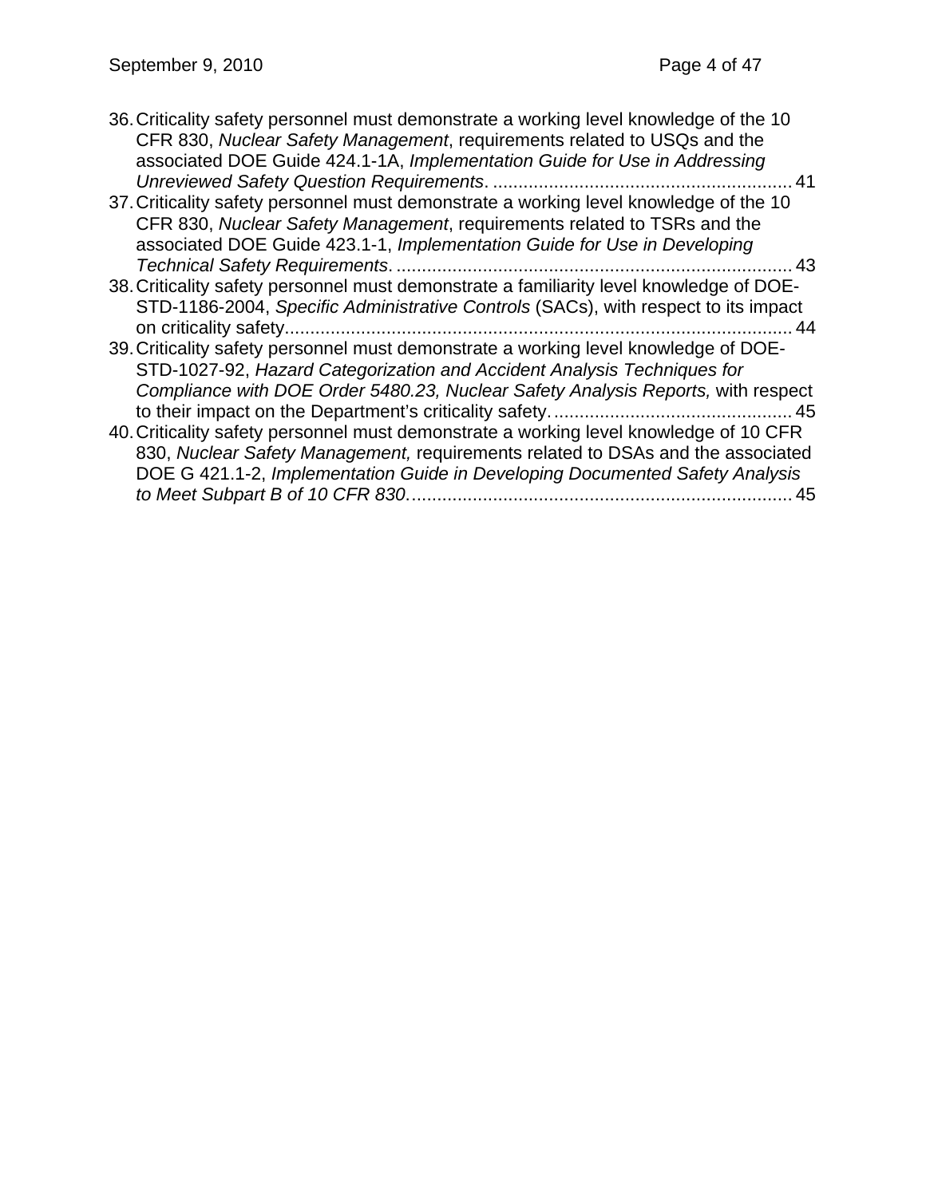36. Criticality safety personnel must demonstrate a working level knowledge of the 10 CFR 830, *Nuclear Safety Management*, requirements related to USQs and the associated DOE Guide 424.1-1A, *Implementation Guide for Use in Addressing Unreviewed Safety Question Requirements*. ........................................................... 41
37. Criticality safety personnel must demonstrate a working level knowledge of the 10 CFR 830, *Nuclear Safety Management*, requirements related to TSRs and the associated DOE Guide 423.1-1, *Implementation Guide for Use in Developing Technical Safety Requirements*. .............................................................................. 43
38. Criticality safety personnel must demonstrate a familiarity level knowledge of DOE-STD-1186-2004, *Specific Administrative Controls* (SACs), with respect to its impact on criticality safety.................................................................................................... 44
39. Criticality safety personnel must demonstrate a working level knowledge of DOE-STD-1027-92, *Hazard Categorization and Accident Analysis Techniques for Compliance with DOE Order 5480.23, Nuclear Safety Analysis Reports,* with respect to their impact on the Department's criticality safety. .............................................. 45
40. Criticality safety personnel must demonstrate a working level knowledge of 10 CFR 830, *Nuclear Safety Management,* requirements related to DSAs and the associated DOE G 421.1-2, *Implementation Guide in Developing Documented Safety Analysis to Meet Subpart B of 10 CFR 830*............................................................................ 45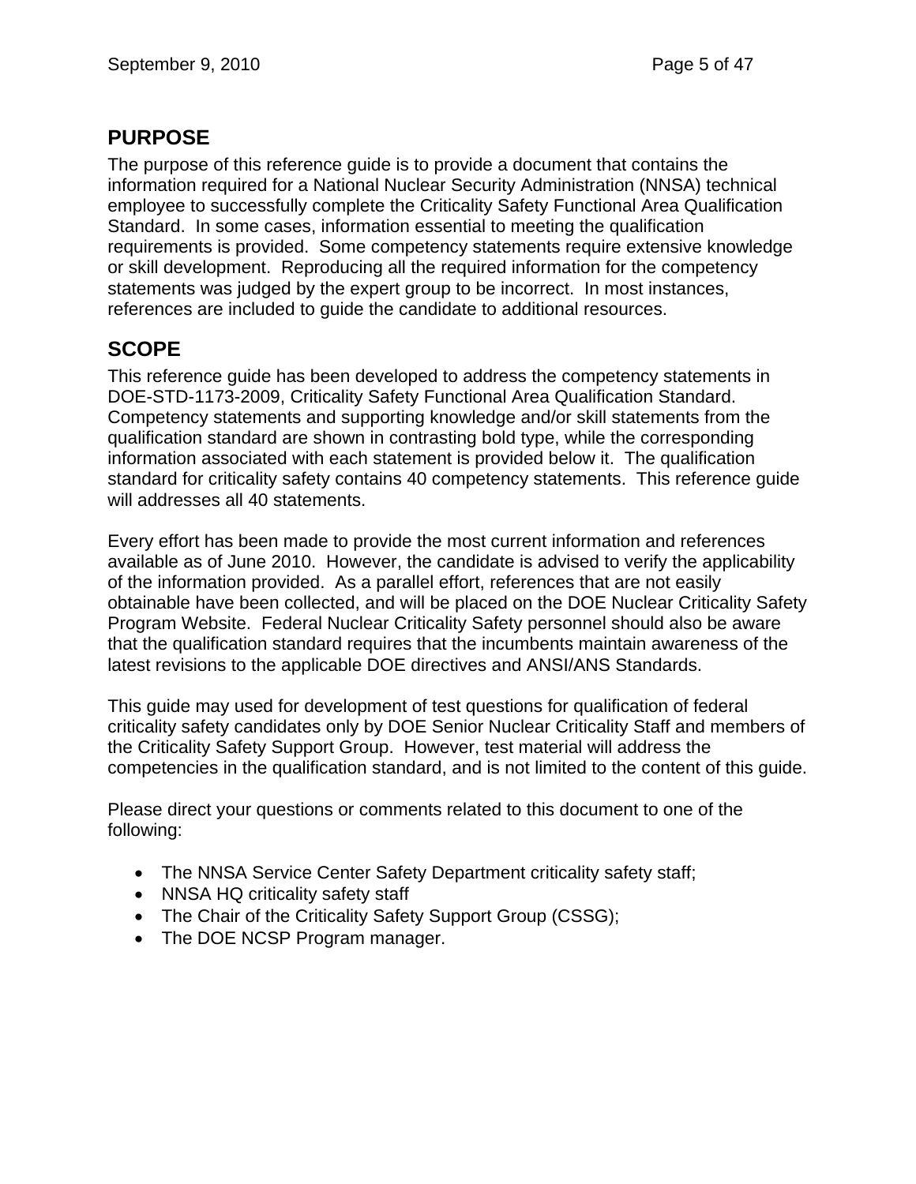## PURPOSE

The purpose of this reference guide is to provide a document that contains the information required for a National Nuclear Security Administration (NNSA) technical employee to successfully complete the Criticality Safety Functional Area Qualification Standard. In some cases, information essential to meeting the qualification requirements is provided. Some competency statements require extensive knowledge or skill development. Reproducing all the required information for the competency statements was judged by the expert group to be incorrect. In most instances, references are included to guide the candidate to additional resources.

## SCOPE

This reference guide has been developed to address the competency statements in DOE-STD-1173-2009, Criticality Safety Functional Area Qualification Standard. Competency statements and supporting knowledge and/or skill statements from the qualification standard are shown in contrasting bold type, while the corresponding information associated with each statement is provided below it. The qualification standard for criticality safety contains 40 competency statements. This reference guide will addresses all 40 statements.

Every effort has been made to provide the most current information and references available as of June 2010. However, the candidate is advised to verify the applicability of the information provided. As a parallel effort, references that are not easily obtainable have been collected, and will be placed on the DOE Nuclear Criticality Safety Program Website. Federal Nuclear Criticality Safety personnel should also be aware that the qualification standard requires that the incumbents maintain awareness of the latest revisions to the applicable DOE directives and ANSI/ANS Standards.

This guide may used for development of test questions for qualification of federal criticality safety candidates only by DOE Senior Nuclear Criticality Staff and members of the Criticality Safety Support Group. However, test material will address the competencies in the qualification standard, and is not limited to the content of this guide.

Please direct your questions or comments related to this document to one of the following:

- The NNSA Service Center Safety Department criticality safety staff;
- NNSA HQ criticality safety staff
- The Chair of the Criticality Safety Support Group (CSSG);
- The DOE NCSP Program manager.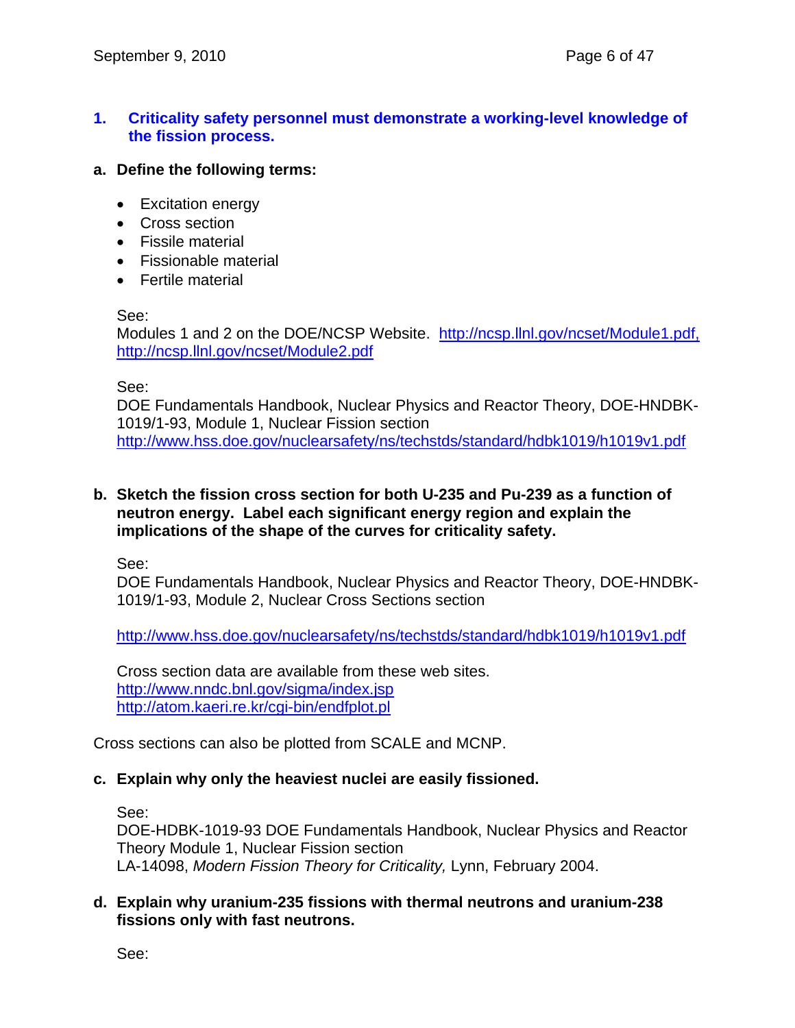## 1. Criticality safety personnel must demonstrate a working-level knowledge of the fission process.

**a. Define the following terms:**

- Excitation energy
- Cross section
- Fissile material
- Fissionable material
- Fertile material

See:
Modules 1 and 2 on the DOE/NCSP Website. http://ncsp.llnl.gov/ncset/Module1.pdf, http://ncsp.llnl.gov/ncset/Module2.pdf

See:
DOE Fundamentals Handbook, Nuclear Physics and Reactor Theory, DOE-HNDBK-1019/1-93, Module 1, Nuclear Fission section
http://www.hss.doe.gov/nuclearsafety/ns/techstds/standard/hdbk1019/h1019v1.pdf

**b. Sketch the fission cross section for both U-235 and Pu-239 as a function of neutron energy. Label each significant energy region and explain the implications of the shape of the curves for criticality safety.**

See:
DOE Fundamentals Handbook, Nuclear Physics and Reactor Theory, DOE-HNDBK-1019/1-93, Module 2, Nuclear Cross Sections section

http://www.hss.doe.gov/nuclearsafety/ns/techstds/standard/hdbk1019/h1019v1.pdf

Cross section data are available from these web sites.
http://www.nndc.bnl.gov/sigma/index.jsp
http://atom.kaeri.re.kr/cgi-bin/endfplot.pl

Cross sections can also be plotted from SCALE and MCNP.

**c. Explain why only the heaviest nuclei are easily fissioned.**

See:
DOE-HDBK-1019-93 DOE Fundamentals Handbook, Nuclear Physics and Reactor Theory Module 1, Nuclear Fission section
LA-14098, *Modern Fission Theory for Criticality,* Lynn, February 2004.

**d. Explain why uranium-235 fissions with thermal neutrons and uranium-238 fissions only with fast neutrons.**

See: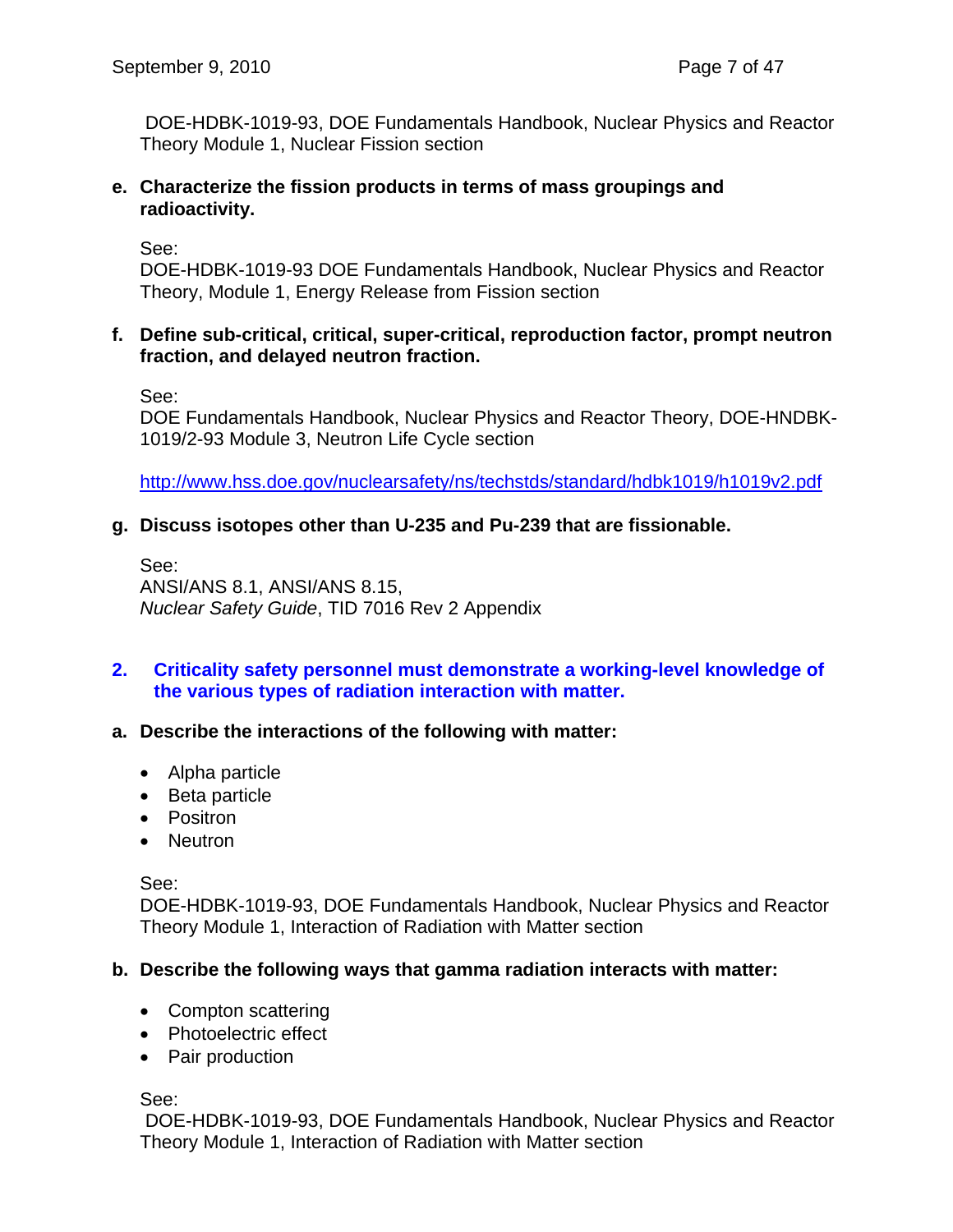DOE-HDBK-1019-93, DOE Fundamentals Handbook, Nuclear Physics and Reactor Theory Module 1, Nuclear Fission section

**e. Characterize the fission products in terms of mass groupings and radioactivity.**

See:
DOE-HDBK-1019-93 DOE Fundamentals Handbook, Nuclear Physics and Reactor Theory, Module 1, Energy Release from Fission section

**f. Define sub-critical, critical, super-critical, reproduction factor, prompt neutron fraction, and delayed neutron fraction.**

See:
DOE Fundamentals Handbook, Nuclear Physics and Reactor Theory, DOE-HNDBK-1019/2-93 Module 3, Neutron Life Cycle section

http://www.hss.doe.gov/nuclearsafety/ns/techstds/standard/hdbk1019/h1019v2.pdf

**g. Discuss isotopes other than U-235 and Pu-239 that are fissionable.**

See:
ANSI/ANS 8.1, ANSI/ANS 8.15,
*Nuclear Safety Guide*, TID 7016 Rev 2 Appendix

## 2. Criticality safety personnel must demonstrate a working-level knowledge of the various types of radiation interaction with matter.

**a. Describe the interactions of the following with matter:**

- Alpha particle
- Beta particle
- Positron
- Neutron

See:
DOE-HDBK-1019-93, DOE Fundamentals Handbook, Nuclear Physics and Reactor Theory Module 1, Interaction of Radiation with Matter section

**b. Describe the following ways that gamma radiation interacts with matter:**

- Compton scattering
- Photoelectric effect
- Pair production

See:
DOE-HDBK-1019-93, DOE Fundamentals Handbook, Nuclear Physics and Reactor Theory Module 1, Interaction of Radiation with Matter section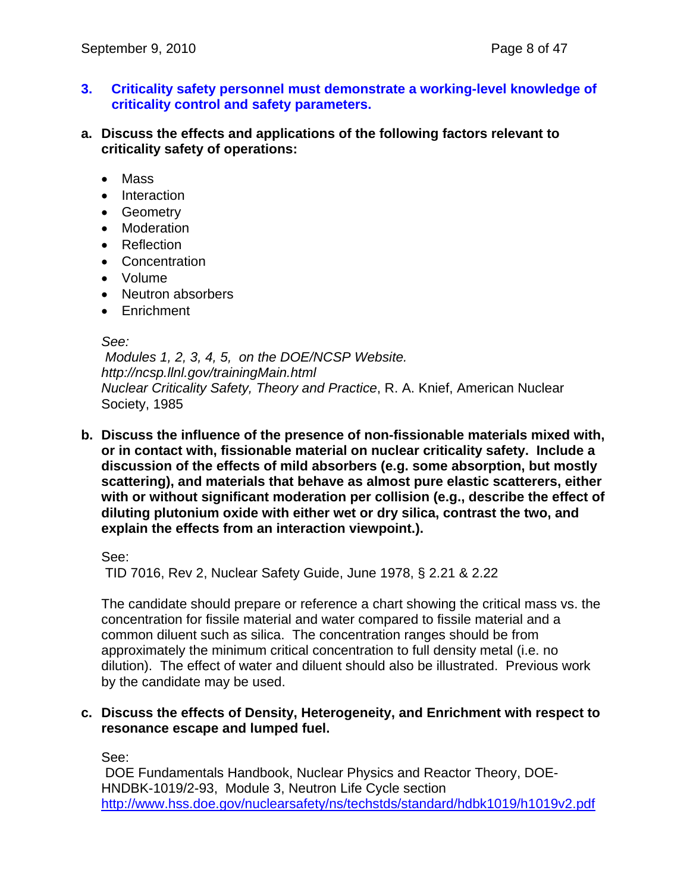### 3. Criticality safety personnel must demonstrate a working-level knowledge of criticality control and safety parameters.

**a. Discuss the effects and applications of the following factors relevant to criticality safety of operations:**

- Mass
- Interaction
- Geometry
- Moderation
- Reflection
- Concentration
- Volume
- Neutron absorbers
- Enrichment

*See:*
*Modules 1, 2, 3, 4, 5, on the DOE/NCSP Website.*
*http://ncsp.llnl.gov/trainingMain.html*
*Nuclear Criticality Safety, Theory and Practice*, R. A. Knief, American Nuclear Society, 1985

**b. Discuss the influence of the presence of non-fissionable materials mixed with, or in contact with, fissionable material on nuclear criticality safety. Include a discussion of the effects of mild absorbers (e.g. some absorption, but mostly scattering), and materials that behave as almost pure elastic scatterers, either with or without significant moderation per collision (e.g., describe the effect of diluting plutonium oxide with either wet or dry silica, contrast the two, and explain the effects from an interaction viewpoint.).**

See:
TID 7016, Rev 2, Nuclear Safety Guide, June 1978, § 2.21 & 2.22

The candidate should prepare or reference a chart showing the critical mass vs. the concentration for fissile material and water compared to fissile material and a common diluent such as silica. The concentration ranges should be from approximately the minimum critical concentration to full density metal (i.e. no dilution). The effect of water and diluent should also be illustrated. Previous work by the candidate may be used.

**c. Discuss the effects of Density, Heterogeneity, and Enrichment with respect to resonance escape and lumped fuel.**

See:
DOE Fundamentals Handbook, Nuclear Physics and Reactor Theory, DOE-HNDBK-1019/2-93, Module 3, Neutron Life Cycle section
http://www.hss.doe.gov/nuclearsafety/ns/techstds/standard/hdbk1019/h1019v2.pdf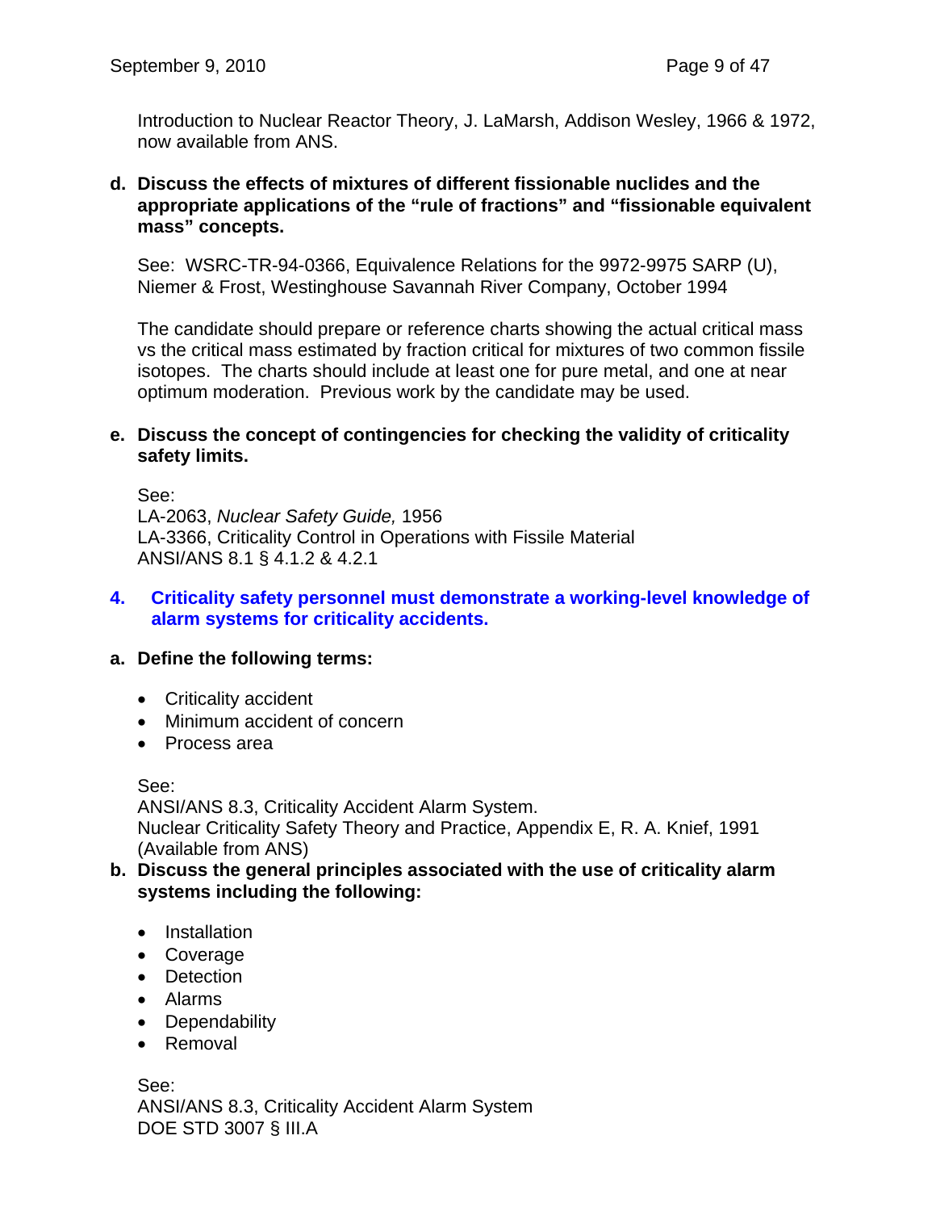Introduction to Nuclear Reactor Theory, J. LaMarsh, Addison Wesley, 1966 & 1972, now available from ANS.

**d. Discuss the effects of mixtures of different fissionable nuclides and the appropriate applications of the "rule of fractions" and "fissionable equivalent mass" concepts.**

See: WSRC-TR-94-0366, Equivalence Relations for the 9972-9975 SARP (U), Niemer & Frost, Westinghouse Savannah River Company, October 1994

The candidate should prepare or reference charts showing the actual critical mass vs the critical mass estimated by fraction critical for mixtures of two common fissile isotopes. The charts should include at least one for pure metal, and one at near optimum moderation. Previous work by the candidate may be used.

**e. Discuss the concept of contingencies for checking the validity of criticality safety limits.**

See:
LA-2063, *Nuclear Safety Guide,* 1956
LA-3366, Criticality Control in Operations with Fissile Material
ANSI/ANS 8.1 § 4.1.2 & 4.2.1

## 4. Criticality safety personnel must demonstrate a working-level knowledge of alarm systems for criticality accidents.

**a. Define the following terms:**

- Criticality accident
- Minimum accident of concern
- Process area

See:
ANSI/ANS 8.3, Criticality Accident Alarm System.
Nuclear Criticality Safety Theory and Practice, Appendix E, R. A. Knief, 1991 (Available from ANS)

**b. Discuss the general principles associated with the use of criticality alarm systems including the following:**

- Installation
- Coverage
- Detection
- Alarms
- Dependability
- Removal

See:
ANSI/ANS 8.3, Criticality Accident Alarm System
DOE STD 3007 § III.A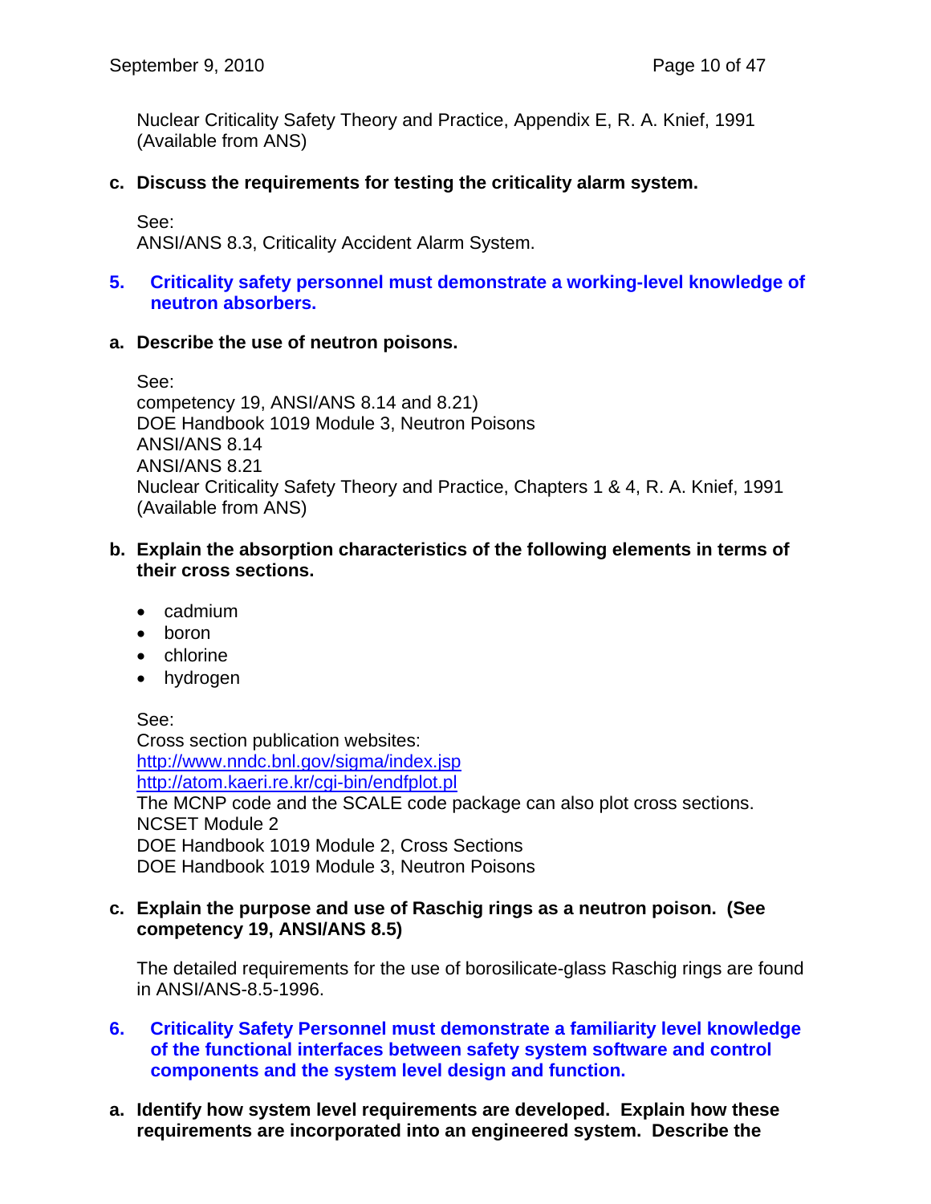Nuclear Criticality Safety Theory and Practice, Appendix E, R. A. Knief, 1991 (Available from ANS)

**c. Discuss the requirements for testing the criticality alarm system.**

See:
ANSI/ANS 8.3, Criticality Accident Alarm System.

## 5. Criticality safety personnel must demonstrate a working-level knowledge of neutron absorbers.

**a. Describe the use of neutron poisons.**

See:
competency 19, ANSI/ANS 8.14 and 8.21)
DOE Handbook 1019 Module 3, Neutron Poisons
ANSI/ANS 8.14
ANSI/ANS 8.21
Nuclear Criticality Safety Theory and Practice, Chapters 1 & 4, R. A. Knief, 1991 (Available from ANS)

**b. Explain the absorption characteristics of the following elements in terms of their cross sections.**

- cadmium
- boron
- chlorine
- hydrogen

See:
Cross section publication websites:
http://www.nndc.bnl.gov/sigma/index.jsp
http://atom.kaeri.re.kr/cgi-bin/endfplot.pl
The MCNP code and the SCALE code package can also plot cross sections.
NCSET Module 2
DOE Handbook 1019 Module 2, Cross Sections
DOE Handbook 1019 Module 3, Neutron Poisons

**c. Explain the purpose and use of Raschig rings as a neutron poison. (See competency 19, ANSI/ANS 8.5)**

The detailed requirements for the use of borosilicate-glass Raschig rings are found in ANSI/ANS-8.5-1996.

## 6. Criticality Safety Personnel must demonstrate a familiarity level knowledge of the functional interfaces between safety system software and control components and the system level design and function.

**a. Identify how system level requirements are developed. Explain how these requirements are incorporated into an engineered system. Describe the**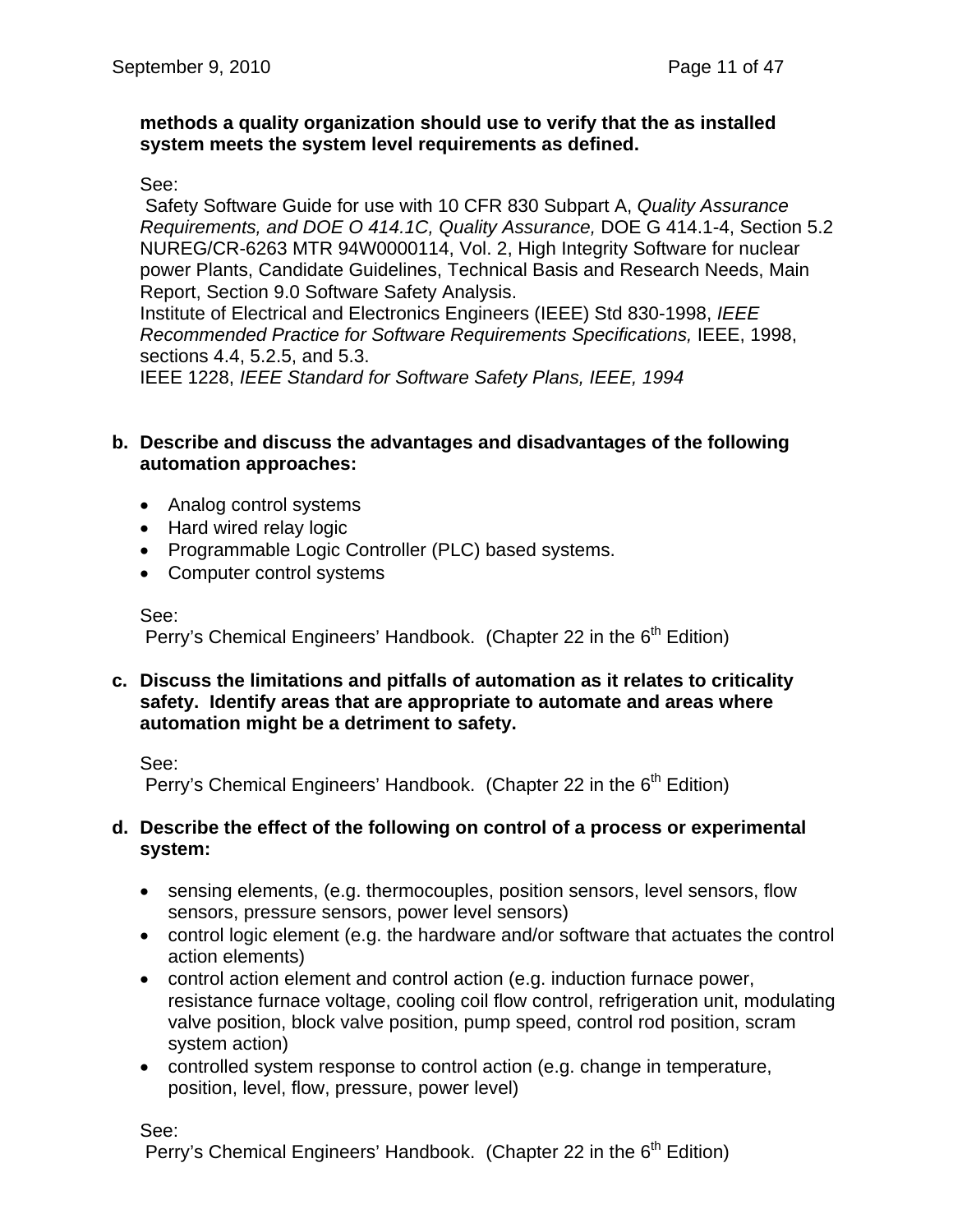**methods a quality organization should use to verify that the as installed system meets the system level requirements as defined.**

See:
Safety Software Guide for use with 10 CFR 830 Subpart A, *Quality Assurance Requirements, and DOE O 414.1C, Quality Assurance,* DOE G 414.1-4, Section 5.2
NUREG/CR-6263 MTR 94W0000114, Vol. 2, High Integrity Software for nuclear power Plants, Candidate Guidelines, Technical Basis and Research Needs, Main Report, Section 9.0 Software Safety Analysis.
Institute of Electrical and Electronics Engineers (IEEE) Std 830-1998, *IEEE Recommended Practice for Software Requirements Specifications,* IEEE, 1998, sections 4.4, 5.2.5, and 5.3.
IEEE 1228, *IEEE Standard for Software Safety Plans, IEEE, 1994*

**b. Describe and discuss the advantages and disadvantages of the following automation approaches:**

- Analog control systems
- Hard wired relay logic
- Programmable Logic Controller (PLC) based systems.
- Computer control systems

See:
Perry's Chemical Engineers' Handbook. (Chapter 22 in the 6th Edition)

**c. Discuss the limitations and pitfalls of automation as it relates to criticality safety. Identify areas that are appropriate to automate and areas where automation might be a detriment to safety.**

See:
Perry's Chemical Engineers' Handbook. (Chapter 22 in the 6th Edition)

**d. Describe the effect of the following on control of a process or experimental system:**

- sensing elements, (e.g. thermocouples, position sensors, level sensors, flow sensors, pressure sensors, power level sensors)
- control logic element (e.g. the hardware and/or software that actuates the control action elements)
- control action element and control action (e.g. induction furnace power, resistance furnace voltage, cooling coil flow control, refrigeration unit, modulating valve position, block valve position, pump speed, control rod position, scram system action)
- controlled system response to control action (e.g. change in temperature, position, level, flow, pressure, power level)

See:
Perry's Chemical Engineers' Handbook. (Chapter 22 in the 6th Edition)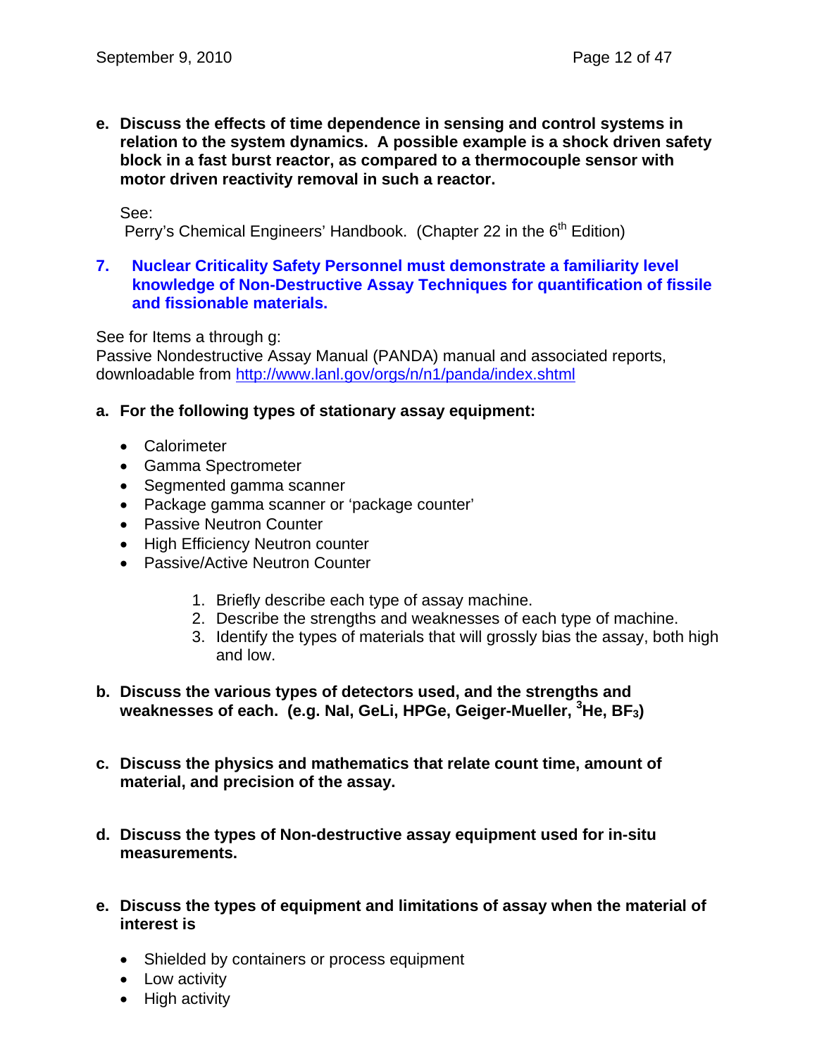**e. Discuss the effects of time dependence in sensing and control systems in relation to the system dynamics. A possible example is a shock driven safety block in a fast burst reactor, as compared to a thermocouple sensor with motor driven reactivity removal in such a reactor.**

See:
Perry's Chemical Engineers' Handbook. (Chapter 22 in the 6th Edition)

## 7. Nuclear Criticality Safety Personnel must demonstrate a familiarity level knowledge of Non-Destructive Assay Techniques for quantification of fissile and fissionable materials.

See for Items a through g:
Passive Nondestructive Assay Manual (PANDA) manual and associated reports, downloadable from http://www.lanl.gov/orgs/n/n1/panda/index.shtml

**a. For the following types of stationary assay equipment:**

- Calorimeter
- Gamma Spectrometer
- Segmented gamma scanner
- Package gamma scanner or 'package counter'
- Passive Neutron Counter
- High Efficiency Neutron counter
- Passive/Active Neutron Counter

1. Briefly describe each type of assay machine.
2. Describe the strengths and weaknesses of each type of machine.
3. Identify the types of materials that will grossly bias the assay, both high and low.

**b. Discuss the various types of detectors used, and the strengths and weaknesses of each. (e.g. NaI, GeLi, HPGe, Geiger-Mueller, $^{3}He$, $BF_3$)**

**c. Discuss the physics and mathematics that relate count time, amount of material, and precision of the assay.**

**d. Discuss the types of Non-destructive assay equipment used for in-situ measurements.**

**e. Discuss the types of equipment and limitations of assay when the material of interest is**

- Shielded by containers or process equipment
- Low activity
- High activity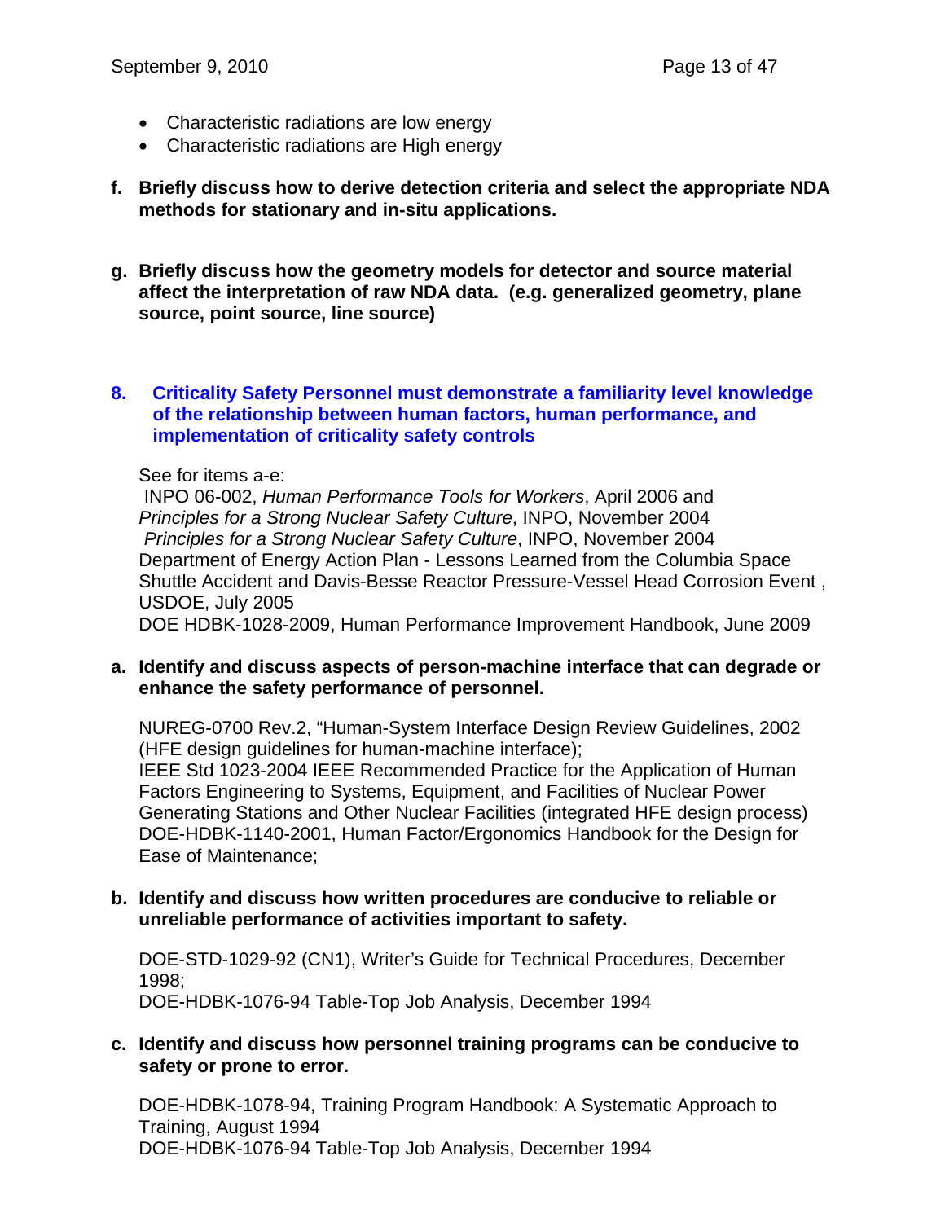- Characteristic radiations are low energy
- Characteristic radiations are High energy

**f. Briefly discuss how to derive detection criteria and select the appropriate NDA methods for stationary and in-situ applications.**

**g. Briefly discuss how the geometry models for detector and source material affect the interpretation of raw NDA data. (e.g. generalized geometry, plane source, point source, line source)**

## 8. Criticality Safety Personnel must demonstrate a familiarity level knowledge of the relationship between human factors, human performance, and implementation of criticality safety controls

See for items a-e:
INPO 06-002, *Human Performance Tools for Workers*, April 2006 and
*Principles for a Strong Nuclear Safety Culture*, INPO, November 2004
*Principles for a Strong Nuclear Safety Culture*, INPO, November 2004
Department of Energy Action Plan - Lessons Learned from the Columbia Space Shuttle Accident and Davis-Besse Reactor Pressure-Vessel Head Corrosion Event , USDOE, July 2005
DOE HDBK-1028-2009, Human Performance Improvement Handbook, June 2009

**a. Identify and discuss aspects of person-machine interface that can degrade or enhance the safety performance of personnel.**

NUREG-0700 Rev.2, "Human-System Interface Design Review Guidelines, 2002 (HFE design guidelines for human-machine interface);
IEEE Std 1023-2004 IEEE Recommended Practice for the Application of Human Factors Engineering to Systems, Equipment, and Facilities of Nuclear Power Generating Stations and Other Nuclear Facilities (integrated HFE design process)
DOE-HDBK-1140-2001, Human Factor/Ergonomics Handbook for the Design for Ease of Maintenance;

**b. Identify and discuss how written procedures are conducive to reliable or unreliable performance of activities important to safety.**

DOE-STD-1029-92 (CN1), Writer's Guide for Technical Procedures, December 1998;
DOE-HDBK-1076-94 Table-Top Job Analysis, December 1994

**c. Identify and discuss how personnel training programs can be conducive to safety or prone to error.**

DOE-HDBK-1078-94, Training Program Handbook: A Systematic Approach to Training, August 1994
DOE-HDBK-1076-94 Table-Top Job Analysis, December 1994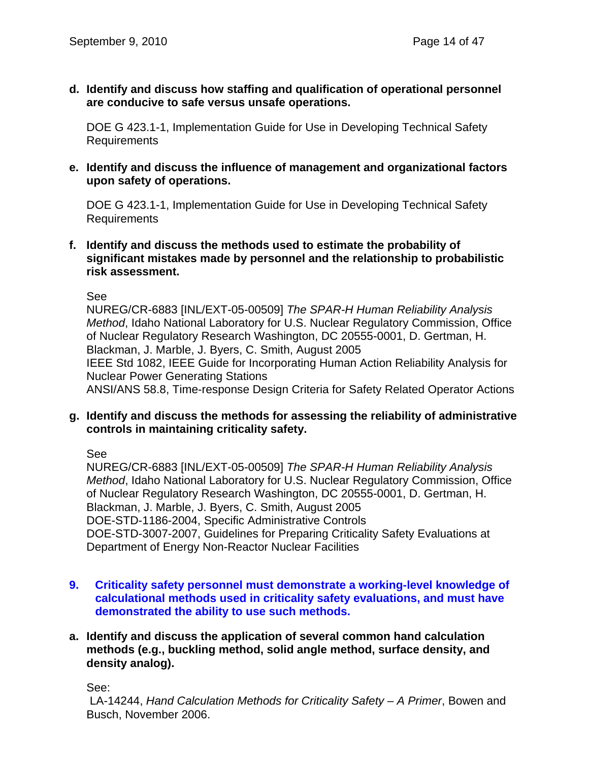**d. Identify and discuss how staffing and qualification of operational personnel are conducive to safe versus unsafe operations.**

DOE G 423.1-1, Implementation Guide for Use in Developing Technical Safety Requirements

**e. Identify and discuss the influence of management and organizational factors upon safety of operations.**

DOE G 423.1-1, Implementation Guide for Use in Developing Technical Safety Requirements

**f. Identify and discuss the methods used to estimate the probability of significant mistakes made by personnel and the relationship to probabilistic risk assessment.**

See
NUREG/CR-6883 [INL/EXT-05-00509] *The SPAR-H Human Reliability Analysis Method*, Idaho National Laboratory for U.S. Nuclear Regulatory Commission, Office of Nuclear Regulatory Research Washington, DC 20555-0001, D. Gertman, H. Blackman, J. Marble, J. Byers, C. Smith, August 2005
IEEE Std 1082, IEEE Guide for Incorporating Human Action Reliability Analysis for Nuclear Power Generating Stations
ANSI/ANS 58.8, Time-response Design Criteria for Safety Related Operator Actions

**g. Identify and discuss the methods for assessing the reliability of administrative controls in maintaining criticality safety.**

See
NUREG/CR-6883 [INL/EXT-05-00509] *The SPAR-H Human Reliability Analysis Method*, Idaho National Laboratory for U.S. Nuclear Regulatory Commission, Office of Nuclear Regulatory Research Washington, DC 20555-0001, D. Gertman, H. Blackman, J. Marble, J. Byers, C. Smith, August 2005
DOE-STD-1186-2004, Specific Administrative Controls
DOE-STD-3007-2007, Guidelines for Preparing Criticality Safety Evaluations at Department of Energy Non-Reactor Nuclear Facilities

## 9. Criticality safety personnel must demonstrate a working-level knowledge of calculational methods used in criticality safety evaluations, and must have demonstrated the ability to use such methods.

**a. Identify and discuss the application of several common hand calculation methods (e.g., buckling method, solid angle method, surface density, and density analog).**

See:
LA-14244, *Hand Calculation Methods for Criticality Safety – A Primer*, Bowen and Busch, November 2006.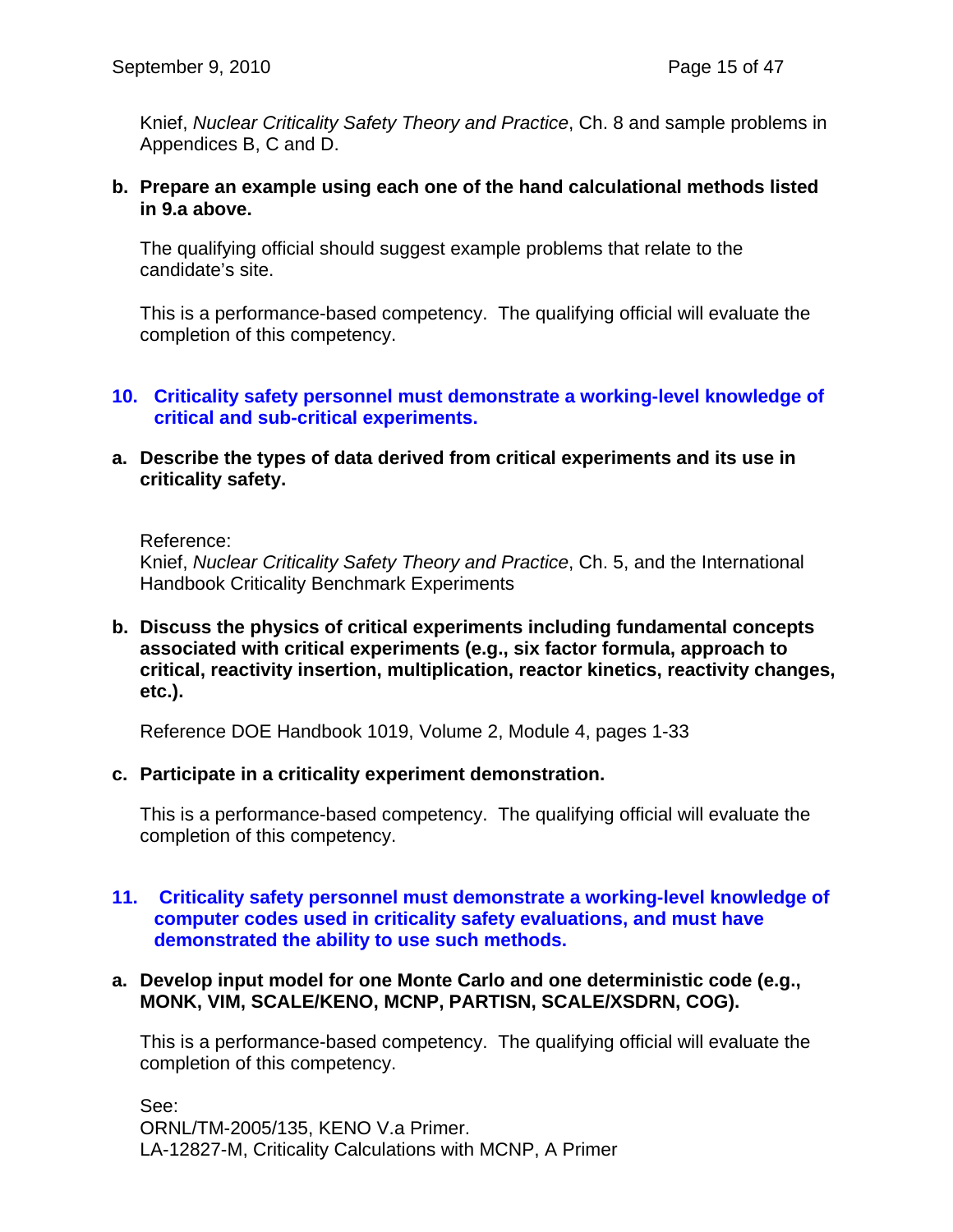Knief, *Nuclear Criticality Safety Theory and Practice*, Ch. 8 and sample problems in Appendices B, C and D.

**b. Prepare an example using each one of the hand calculational methods listed in 9.a above.**

The qualifying official should suggest example problems that relate to the candidate's site.

This is a performance-based competency. The qualifying official will evaluate the completion of this competency.

## 10. Criticality safety personnel must demonstrate a working-level knowledge of critical and sub-critical experiments.

**a. Describe the types of data derived from critical experiments and its use in criticality safety.**

Reference:
Knief, *Nuclear Criticality Safety Theory and Practice*, Ch. 5, and the International Handbook Criticality Benchmark Experiments

**b. Discuss the physics of critical experiments including fundamental concepts associated with critical experiments (e.g., six factor formula, approach to critical, reactivity insertion, multiplication, reactor kinetics, reactivity changes, etc.).**

Reference DOE Handbook 1019, Volume 2, Module 4, pages 1-33

**c. Participate in a criticality experiment demonstration.**

This is a performance-based competency. The qualifying official will evaluate the completion of this competency.

## 11. Criticality safety personnel must demonstrate a working-level knowledge of computer codes used in criticality safety evaluations, and must have demonstrated the ability to use such methods.

**a. Develop input model for one Monte Carlo and one deterministic code (e.g., MONK, VIM, SCALE/KENO, MCNP, PARTISN, SCALE/XSDRN, COG).**

This is a performance-based competency. The qualifying official will evaluate the completion of this competency.

See:
ORNL/TM-2005/135, KENO V.a Primer.
LA-12827-M, Criticality Calculations with MCNP, A Primer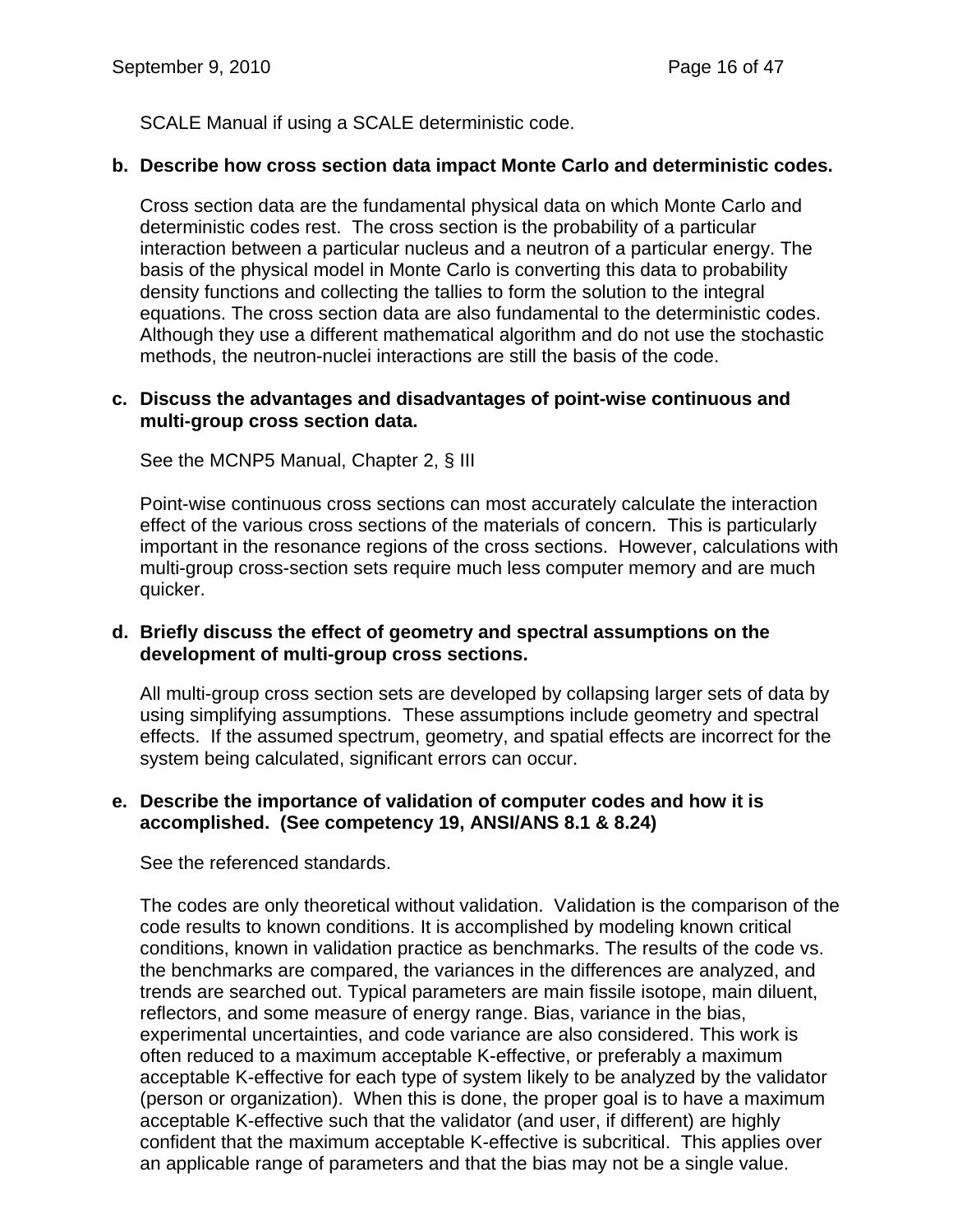SCALE Manual if using a SCALE deterministic code.

**b. Describe how cross section data impact Monte Carlo and deterministic codes.**

Cross section data are the fundamental physical data on which Monte Carlo and deterministic codes rest. The cross section is the probability of a particular interaction between a particular nucleus and a neutron of a particular energy. The basis of the physical model in Monte Carlo is converting this data to probability density functions and collecting the tallies to form the solution to the integral equations. The cross section data are also fundamental to the deterministic codes. Although they use a different mathematical algorithm and do not use the stochastic methods, the neutron-nuclei interactions are still the basis of the code.

**c. Discuss the advantages and disadvantages of point-wise continuous and multi-group cross section data.**

See the MCNP5 Manual, Chapter 2, § III

Point-wise continuous cross sections can most accurately calculate the interaction effect of the various cross sections of the materials of concern. This is particularly important in the resonance regions of the cross sections. However, calculations with multi-group cross-section sets require much less computer memory and are much quicker.

**d. Briefly discuss the effect of geometry and spectral assumptions on the development of multi-group cross sections.**

All multi-group cross section sets are developed by collapsing larger sets of data by using simplifying assumptions. These assumptions include geometry and spectral effects. If the assumed spectrum, geometry, and spatial effects are incorrect for the system being calculated, significant errors can occur.

**e. Describe the importance of validation of computer codes and how it is accomplished. (See competency 19, ANSI/ANS 8.1 & 8.24)**

See the referenced standards.

The codes are only theoretical without validation. Validation is the comparison of the code results to known conditions. It is accomplished by modeling known critical conditions, known in validation practice as benchmarks. The results of the code vs. the benchmarks are compared, the variances in the differences are analyzed, and trends are searched out. Typical parameters are main fissile isotope, main diluent, reflectors, and some measure of energy range. Bias, variance in the bias, experimental uncertainties, and code variance are also considered. This work is often reduced to a maximum acceptable K-effective, or preferably a maximum acceptable K-effective for each type of system likely to be analyzed by the validator (person or organization). When this is done, the proper goal is to have a maximum acceptable K-effective such that the validator (and user, if different) are highly confident that the maximum acceptable K-effective is subcritical. This applies over an applicable range of parameters and that the bias may not be a single value.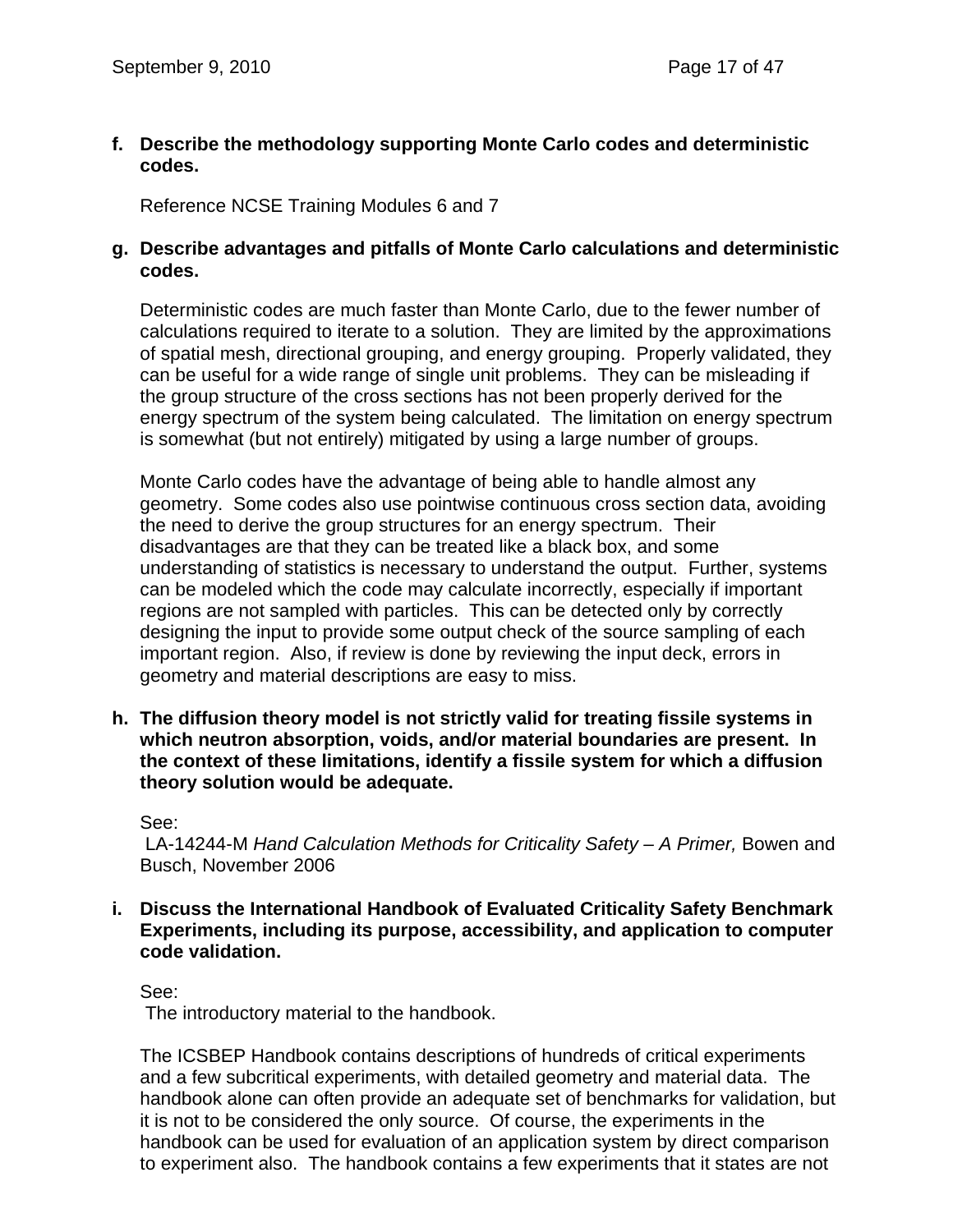**f. Describe the methodology supporting Monte Carlo codes and deterministic codes.**

Reference NCSE Training Modules 6 and 7

**g. Describe advantages and pitfalls of Monte Carlo calculations and deterministic codes.**

Deterministic codes are much faster than Monte Carlo, due to the fewer number of calculations required to iterate to a solution. They are limited by the approximations of spatial mesh, directional grouping, and energy grouping. Properly validated, they can be useful for a wide range of single unit problems. They can be misleading if the group structure of the cross sections has not been properly derived for the energy spectrum of the system being calculated. The limitation on energy spectrum is somewhat (but not entirely) mitigated by using a large number of groups.

Monte Carlo codes have the advantage of being able to handle almost any geometry. Some codes also use pointwise continuous cross section data, avoiding the need to derive the group structures for an energy spectrum. Their disadvantages are that they can be treated like a black box, and some understanding of statistics is necessary to understand the output. Further, systems can be modeled which the code may calculate incorrectly, especially if important regions are not sampled with particles. This can be detected only by correctly designing the input to provide some output check of the source sampling of each important region. Also, if review is done by reviewing the input deck, errors in geometry and material descriptions are easy to miss.

**h. The diffusion theory model is not strictly valid for treating fissile systems in which neutron absorption, voids, and/or material boundaries are present. In the context of these limitations, identify a fissile system for which a diffusion theory solution would be adequate.**

See:
LA-14244-M *Hand Calculation Methods for Criticality Safety – A Primer,* Bowen and Busch, November 2006

**i. Discuss the International Handbook of Evaluated Criticality Safety Benchmark Experiments, including its purpose, accessibility, and application to computer code validation.**

See:
The introductory material to the handbook.

The ICSBEP Handbook contains descriptions of hundreds of critical experiments and a few subcritical experiments, with detailed geometry and material data. The handbook alone can often provide an adequate set of benchmarks for validation, but it is not to be considered the only source. Of course, the experiments in the handbook can be used for evaluation of an application system by direct comparison to experiment also. The handbook contains a few experiments that it states are not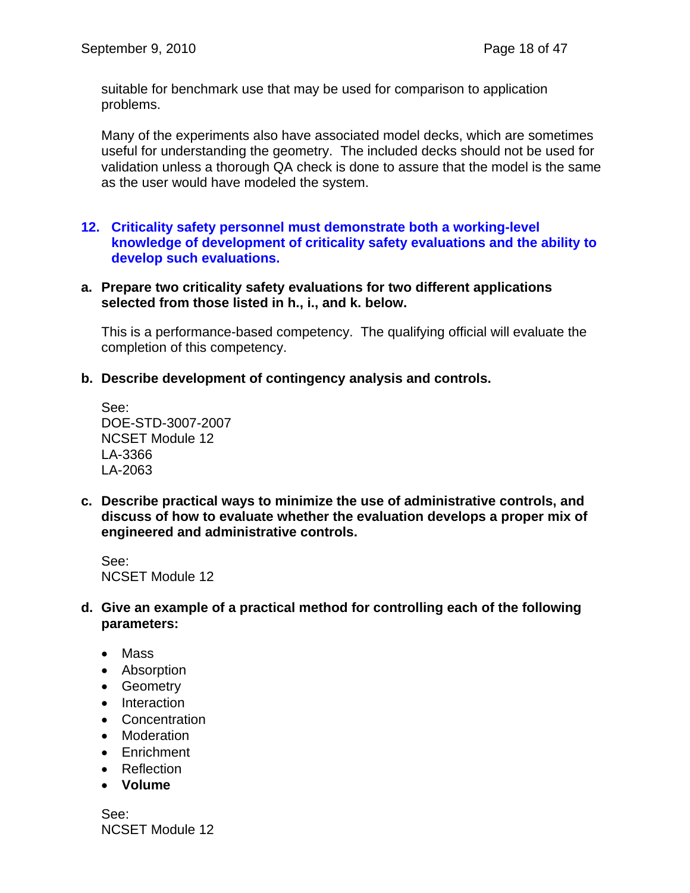suitable for benchmark use that may be used for comparison to application problems.

Many of the experiments also have associated model decks, which are sometimes useful for understanding the geometry. The included decks should not be used for validation unless a thorough QA check is done to assure that the model is the same as the user would have modeled the system.

## 12. Criticality safety personnel must demonstrate both a working-level knowledge of development of criticality safety evaluations and the ability to develop such evaluations.

**a. Prepare two criticality safety evaluations for two different applications selected from those listed in h., i., and k. below.**

This is a performance-based competency. The qualifying official will evaluate the completion of this competency.

**b. Describe development of contingency analysis and controls.**

See:
DOE-STD-3007-2007
NCSET Module 12
LA-3366
LA-2063

**c. Describe practical ways to minimize the use of administrative controls, and discuss of how to evaluate whether the evaluation develops a proper mix of engineered and administrative controls.**

See:
NCSET Module 12

**d. Give an example of a practical method for controlling each of the following parameters:**

- Mass
- Absorption
- Geometry
- Interaction
- Concentration
- Moderation
- Enrichment
- Reflection
- **Volume**

See:
NCSET Module 12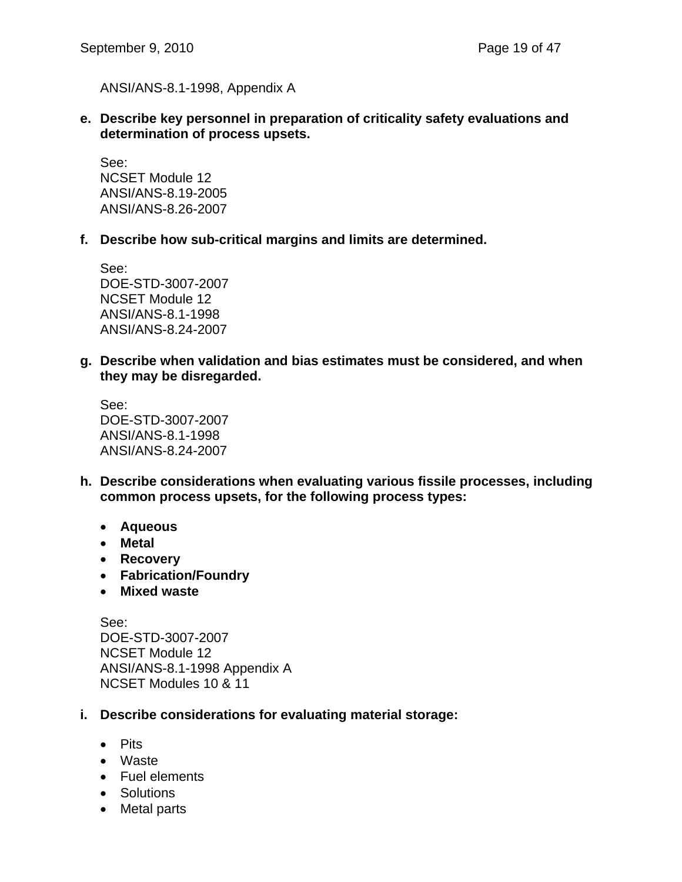ANSI/ANS-8.1-1998, Appendix A

**e. Describe key personnel in preparation of criticality safety evaluations and determination of process upsets.**

See:
NCSET Module 12
ANSI/ANS-8.19-2005
ANSI/ANS-8.26-2007

**f. Describe how sub-critical margins and limits are determined.**

See:
DOE-STD-3007-2007
NCSET Module 12
ANSI/ANS-8.1-1998
ANSI/ANS-8.24-2007

**g. Describe when validation and bias estimates must be considered, and when they may be disregarded.**

See:
DOE-STD-3007-2007
ANSI/ANS-8.1-1998
ANSI/ANS-8.24-2007

**h. Describe considerations when evaluating various fissile processes, including common process upsets, for the following process types:**

- **Aqueous**
- **Metal**
- **Recovery**
- **Fabrication/Foundry**
- **Mixed waste**

See:
DOE-STD-3007-2007
NCSET Module 12
ANSI/ANS-8.1-1998 Appendix A
NCSET Modules 10 & 11

**i. Describe considerations for evaluating material storage:**

- Pits
- Waste
- Fuel elements
- Solutions
- Metal parts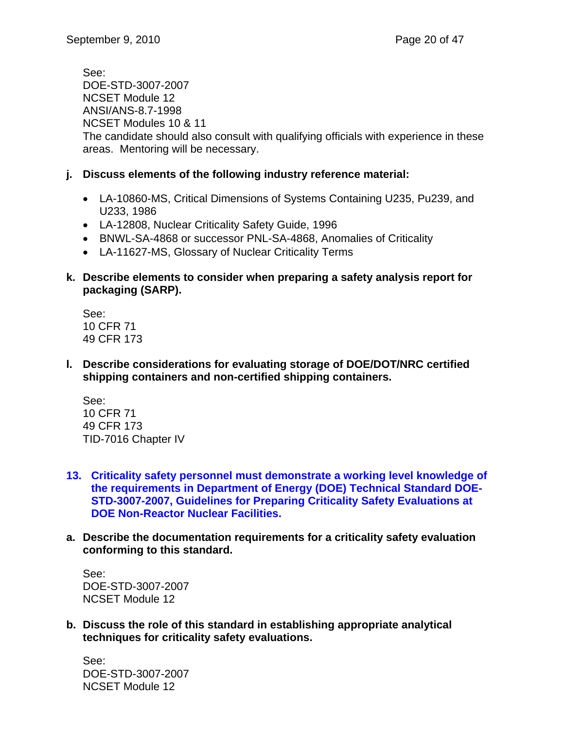See:
DOE-STD-3007-2007
NCSET Module 12
ANSI/ANS-8.7-1998
NCSET Modules 10 & 11
The candidate should also consult with qualifying officials with experience in these areas. Mentoring will be necessary.

**j. Discuss elements of the following industry reference material:**

- LA-10860-MS, Critical Dimensions of Systems Containing U235, Pu239, and U233, 1986
- LA-12808, Nuclear Criticality Safety Guide, 1996
- BNWL-SA-4868 or successor PNL-SA-4868, Anomalies of Criticality
- LA-11627-MS, Glossary of Nuclear Criticality Terms

**k. Describe elements to consider when preparing a safety analysis report for packaging (SARP).**

See:
10 CFR 71
49 CFR 173

**l. Describe considerations for evaluating storage of DOE/DOT/NRC certified shipping containers and non-certified shipping containers.**

See:
10 CFR 71
49 CFR 173
TID-7016 Chapter IV

## 13. Criticality safety personnel must demonstrate a working level knowledge of the requirements in Department of Energy (DOE) Technical Standard DOE-STD-3007-2007, Guidelines for Preparing Criticality Safety Evaluations at DOE Non-Reactor Nuclear Facilities.

**a. Describe the documentation requirements for a criticality safety evaluation conforming to this standard.**

See:
DOE-STD-3007-2007
NCSET Module 12

**b. Discuss the role of this standard in establishing appropriate analytical techniques for criticality safety evaluations.**

See:
DOE-STD-3007-2007
NCSET Module 12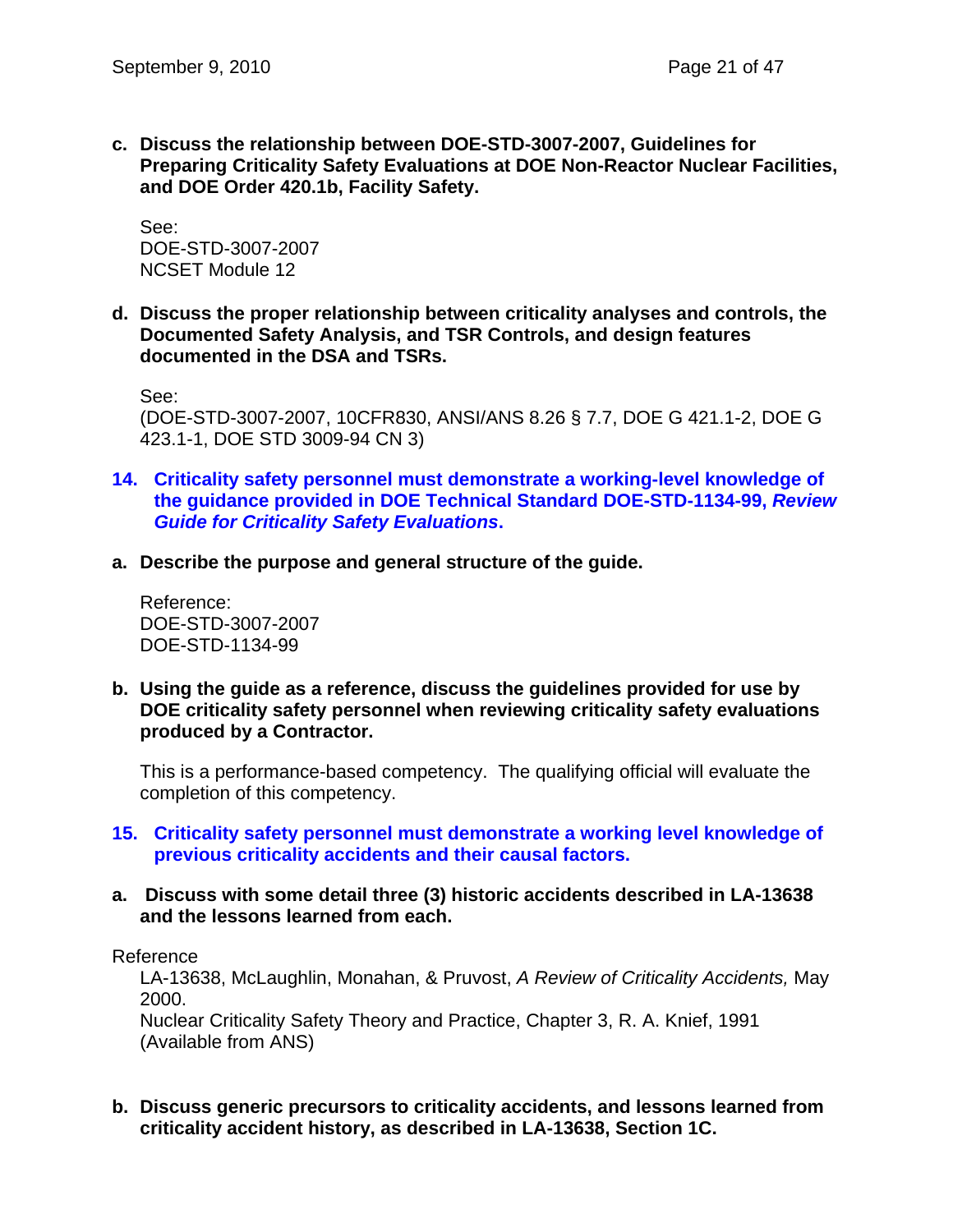**c. Discuss the relationship between DOE-STD-3007-2007, Guidelines for Preparing Criticality Safety Evaluations at DOE Non-Reactor Nuclear Facilities, and DOE Order 420.1b, Facility Safety.**

See:
DOE-STD-3007-2007
NCSET Module 12

**d. Discuss the proper relationship between criticality analyses and controls, the Documented Safety Analysis, and TSR Controls, and design features documented in the DSA and TSRs.**

See:
(DOE-STD-3007-2007, 10CFR830, ANSI/ANS 8.26 § 7.7, DOE G 421.1-2, DOE G 423.1-1, DOE STD 3009-94 CN 3)

**14. Criticality safety personnel must demonstrate a working-level knowledge of the guidance provided in DOE Technical Standard DOE-STD-1134-99, *Review Guide for Criticality Safety Evaluations*.**

**a. Describe the purpose and general structure of the guide.**

Reference:
DOE-STD-3007-2007
DOE-STD-1134-99

**b. Using the guide as a reference, discuss the guidelines provided for use by DOE criticality safety personnel when reviewing criticality safety evaluations produced by a Contractor.**

This is a performance-based competency. The qualifying official will evaluate the completion of this competency.

**15. Criticality safety personnel must demonstrate a working level knowledge of previous criticality accidents and their causal factors.**

**a. Discuss with some detail three (3) historic accidents described in LA-13638 and the lessons learned from each.**

Reference
LA-13638, McLaughlin, Monahan, & Pruvost, *A Review of Criticality Accidents,* May 2000.
Nuclear Criticality Safety Theory and Practice, Chapter 3, R. A. Knief, 1991 (Available from ANS)

**b. Discuss generic precursors to criticality accidents, and lessons learned from criticality accident history, as described in LA-13638, Section 1C.**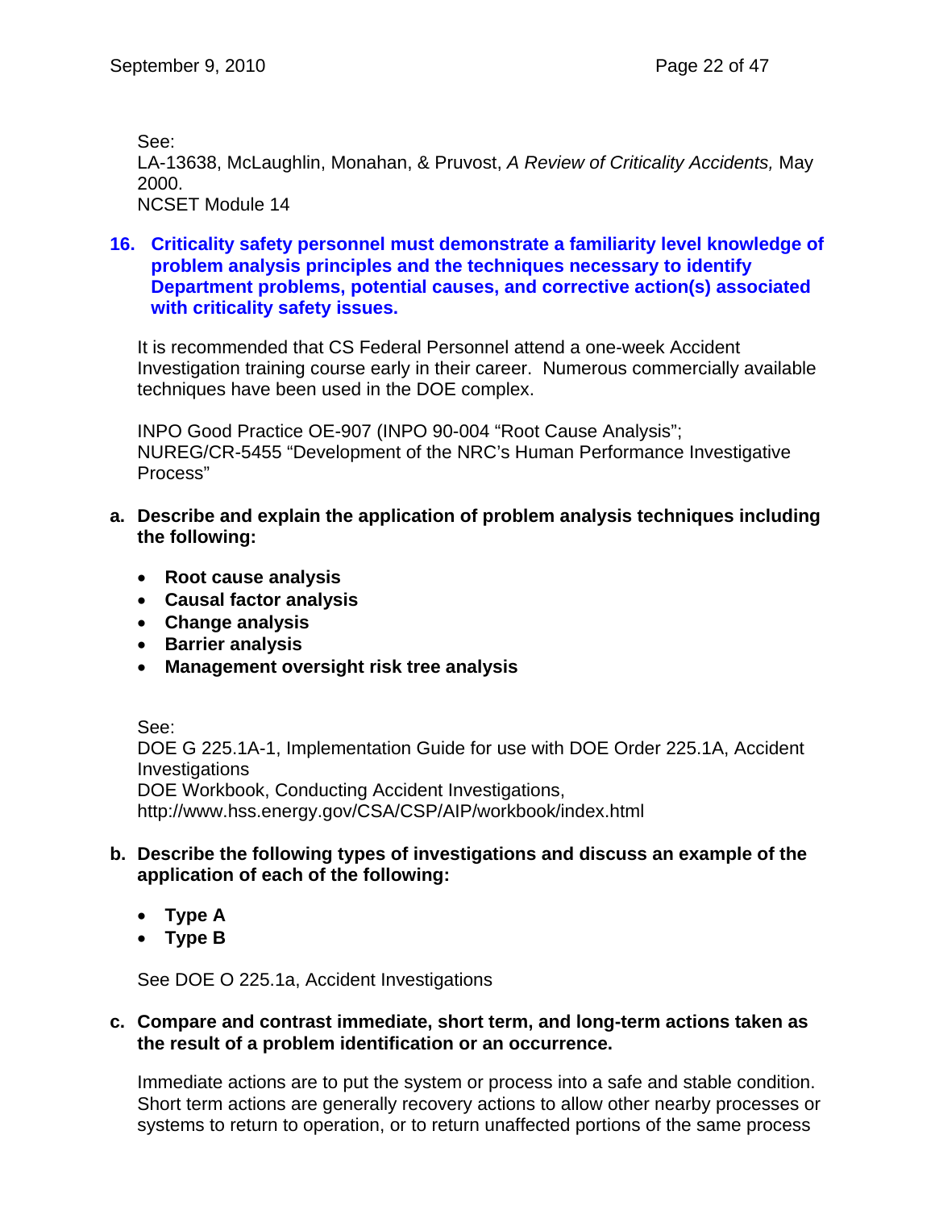See:
LA-13638, McLaughlin, Monahan, & Pruvost, *A Review of Criticality Accidents,* May 2000.
NCSET Module 14

**16. Criticality safety personnel must demonstrate a familiarity level knowledge of problem analysis principles and the techniques necessary to identify Department problems, potential causes, and corrective action(s) associated with criticality safety issues.**

It is recommended that CS Federal Personnel attend a one-week Accident Investigation training course early in their career. Numerous commercially available techniques have been used in the DOE complex.

INPO Good Practice OE-907 (INPO 90-004 "Root Cause Analysis"; NUREG/CR-5455 "Development of the NRC's Human Performance Investigative Process"

**a. Describe and explain the application of problem analysis techniques including the following:**

- **Root cause analysis**
- **Causal factor analysis**
- **Change analysis**
- **Barrier analysis**
- **Management oversight risk tree analysis**

See:
DOE G 225.1A-1, Implementation Guide for use with DOE Order 225.1A, Accident Investigations
DOE Workbook, Conducting Accident Investigations, http://www.hss.energy.gov/CSA/CSP/AIP/workbook/index.html

**b. Describe the following types of investigations and discuss an example of the application of each of the following:**

- **Type A**
- **Type B**

See DOE O 225.1a, Accident Investigations

**c. Compare and contrast immediate, short term, and long-term actions taken as the result of a problem identification or an occurrence.**

Immediate actions are to put the system or process into a safe and stable condition. Short term actions are generally recovery actions to allow other nearby processes or systems to return to operation, or to return unaffected portions of the same process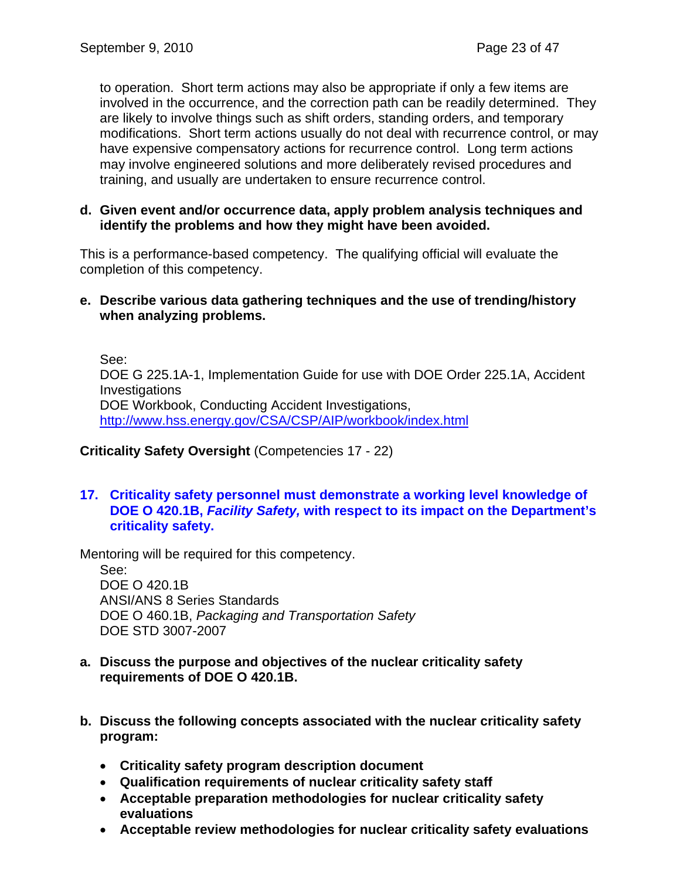to operation. Short term actions may also be appropriate if only a few items are involved in the occurrence, and the correction path can be readily determined. They are likely to involve things such as shift orders, standing orders, and temporary modifications. Short term actions usually do not deal with recurrence control, or may have expensive compensatory actions for recurrence control. Long term actions may involve engineered solutions and more deliberately revised procedures and training, and usually are undertaken to ensure recurrence control.

**d. Given event and/or occurrence data, apply problem analysis techniques and identify the problems and how they might have been avoided.**

This is a performance-based competency. The qualifying official will evaluate the completion of this competency.

**e. Describe various data gathering techniques and the use of trending/history when analyzing problems.**

See:
DOE G 225.1A-1, Implementation Guide for use with DOE Order 225.1A, Accident Investigations
DOE Workbook, Conducting Accident Investigations, http://www.hss.energy.gov/CSA/CSP/AIP/workbook/index.html

**Criticality Safety Oversight** (Competencies 17 - 22)

## 17. Criticality safety personnel must demonstrate a working level knowledge of DOE O 420.1B, *Facility Safety,* with respect to its impact on the Department's criticality safety.

Mentoring will be required for this competency.

See:
DOE O 420.1B
ANSI/ANS 8 Series Standards
DOE O 460.1B, *Packaging and Transportation Safety*
DOE STD 3007-2007

**a. Discuss the purpose and objectives of the nuclear criticality safety requirements of DOE O 420.1B.**

**b. Discuss the following concepts associated with the nuclear criticality safety program:**

- **Criticality safety program description document**
- **Qualification requirements of nuclear criticality safety staff**
- **Acceptable preparation methodologies for nuclear criticality safety evaluations**
- **Acceptable review methodologies for nuclear criticality safety evaluations**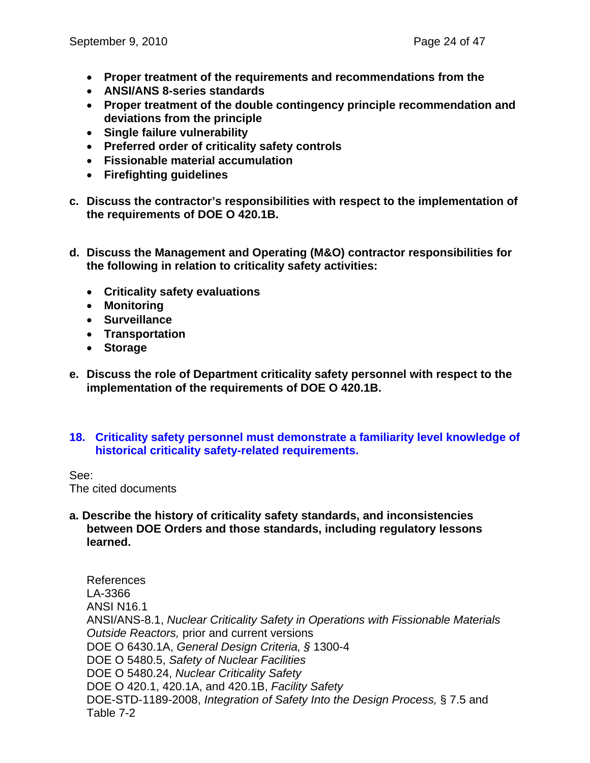- **Proper treatment of the requirements and recommendations from the**
- **ANSI/ANS 8-series standards**
- **Proper treatment of the double contingency principle recommendation and deviations from the principle**
- **Single failure vulnerability**
- **Preferred order of criticality safety controls**
- **Fissionable material accumulation**
- **Firefighting guidelines**

**c. Discuss the contractor's responsibilities with respect to the implementation of the requirements of DOE O 420.1B.**

**d. Discuss the Management and Operating (M&O) contractor responsibilities for the following in relation to criticality safety activities:**

- **Criticality safety evaluations**
- **Monitoring**
- **Surveillance**
- **Transportation**
- **Storage**

**e. Discuss the role of Department criticality safety personnel with respect to the implementation of the requirements of DOE O 420.1B.**

## 18. Criticality safety personnel must demonstrate a familiarity level knowledge of historical criticality safety-related requirements.

See:
The cited documents

**a. Describe the history of criticality safety standards, and inconsistencies between DOE Orders and those standards, including regulatory lessons learned.**

References
LA-3366
ANSI N16.1
ANSI/ANS-8.1, *Nuclear Criticality Safety in Operations with Fissionable Materials Outside Reactors,* prior and current versions
DOE O 6430.1A, *General Design Criteria, §* 1300-4
DOE O 5480.5, *Safety of Nuclear Facilities*
DOE O 5480.24, *Nuclear Criticality Safety*
DOE O 420.1, 420.1A, and 420.1B, *Facility Safety*
DOE-STD-1189-2008, *Integration of Safety Into the Design Process,* § 7.5 and Table 7-2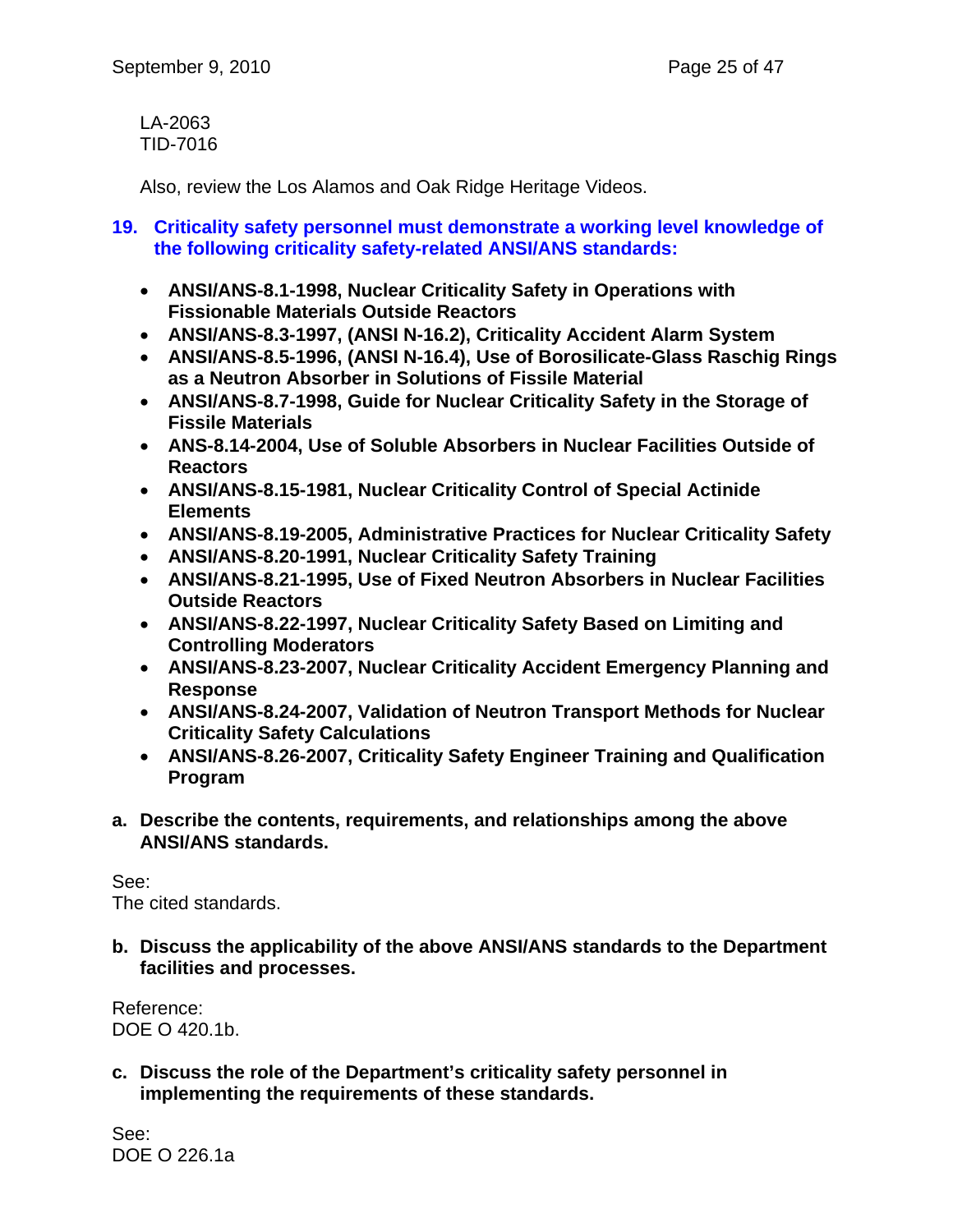LA-2063
TID-7016

Also, review the Los Alamos and Oak Ridge Heritage Videos.

**19. Criticality safety personnel must demonstrate a working level knowledge of the following criticality safety-related ANSI/ANS standards:**

- **ANSI/ANS-8.1-1998, Nuclear Criticality Safety in Operations with Fissionable Materials Outside Reactors**
- **ANSI/ANS-8.3-1997, (ANSI N-16.2), Criticality Accident Alarm System**
- **ANSI/ANS-8.5-1996, (ANSI N-16.4), Use of Borosilicate-Glass Raschig Rings as a Neutron Absorber in Solutions of Fissile Material**
- **ANSI/ANS-8.7-1998, Guide for Nuclear Criticality Safety in the Storage of Fissile Materials**
- **ANS-8.14-2004, Use of Soluble Absorbers in Nuclear Facilities Outside of Reactors**
- **ANSI/ANS-8.15-1981, Nuclear Criticality Control of Special Actinide Elements**
- **ANSI/ANS-8.19-2005, Administrative Practices for Nuclear Criticality Safety**
- **ANSI/ANS-8.20-1991, Nuclear Criticality Safety Training**
- **ANSI/ANS-8.21-1995, Use of Fixed Neutron Absorbers in Nuclear Facilities Outside Reactors**
- **ANSI/ANS-8.22-1997, Nuclear Criticality Safety Based on Limiting and Controlling Moderators**
- **ANSI/ANS-8.23-2007, Nuclear Criticality Accident Emergency Planning and Response**
- **ANSI/ANS-8.24-2007, Validation of Neutron Transport Methods for Nuclear Criticality Safety Calculations**
- **ANSI/ANS-8.26-2007, Criticality Safety Engineer Training and Qualification Program**

**a. Describe the contents, requirements, and relationships among the above ANSI/ANS standards.**

See:
The cited standards.

**b. Discuss the applicability of the above ANSI/ANS standards to the Department facilities and processes.**

Reference:
DOE O 420.1b.

**c. Discuss the role of the Department's criticality safety personnel in implementing the requirements of these standards.**

See:
DOE O 226.1a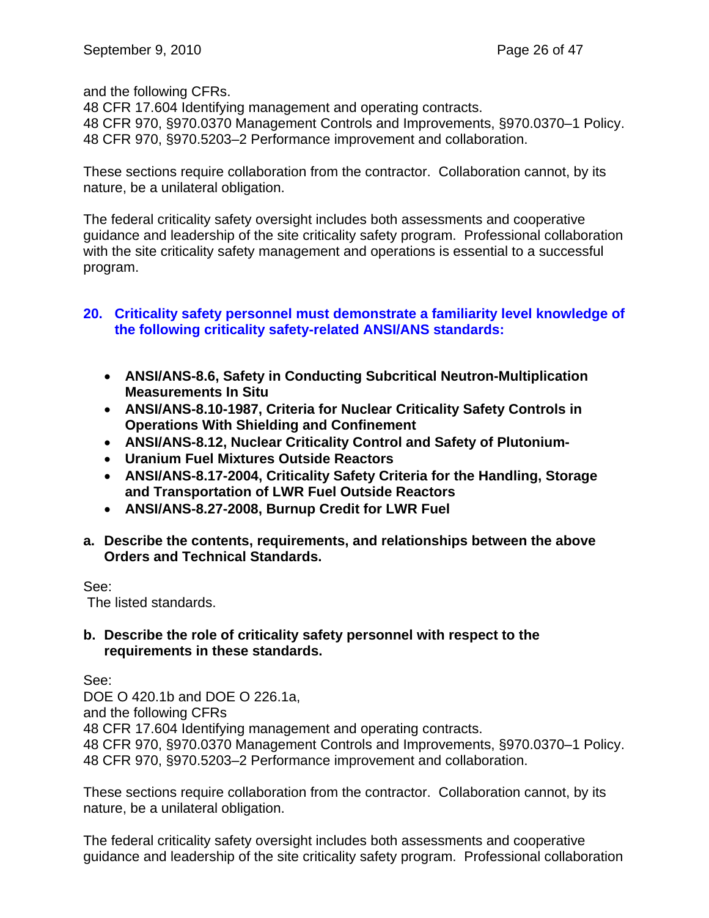and the following CFRs.
48 CFR 17.604 Identifying management and operating contracts.
48 CFR 970, §970.0370 Management Controls and Improvements, §970.0370–1 Policy.
48 CFR 970, §970.5203–2 Performance improvement and collaboration.

These sections require collaboration from the contractor. Collaboration cannot, by its nature, be a unilateral obligation.

The federal criticality safety oversight includes both assessments and cooperative guidance and leadership of the site criticality safety program. Professional collaboration with the site criticality safety management and operations is essential to a successful program.

### 20. Criticality safety personnel must demonstrate a familiarity level knowledge of the following criticality safety-related ANSI/ANS standards:

- **ANSI/ANS-8.6, Safety in Conducting Subcritical Neutron-Multiplication Measurements In Situ**
- **ANSI/ANS-8.10-1987, Criteria for Nuclear Criticality Safety Controls in Operations With Shielding and Confinement**
- **ANSI/ANS-8.12, Nuclear Criticality Control and Safety of Plutonium-**
- **Uranium Fuel Mixtures Outside Reactors**
- **ANSI/ANS-8.17-2004, Criticality Safety Criteria for the Handling, Storage and Transportation of LWR Fuel Outside Reactors**
- **ANSI/ANS-8.27-2008, Burnup Credit for LWR Fuel**

**a. Describe the contents, requirements, and relationships between the above Orders and Technical Standards.**

See:
The listed standards.

**b. Describe the role of criticality safety personnel with respect to the requirements in these standards.**

See:
DOE O 420.1b and DOE O 226.1a,
and the following CFRs
48 CFR 17.604 Identifying management and operating contracts.
48 CFR 970, §970.0370 Management Controls and Improvements, §970.0370–1 Policy.
48 CFR 970, §970.5203–2 Performance improvement and collaboration.

These sections require collaboration from the contractor. Collaboration cannot, by its nature, be a unilateral obligation.

The federal criticality safety oversight includes both assessments and cooperative guidance and leadership of the site criticality safety program. Professional collaboration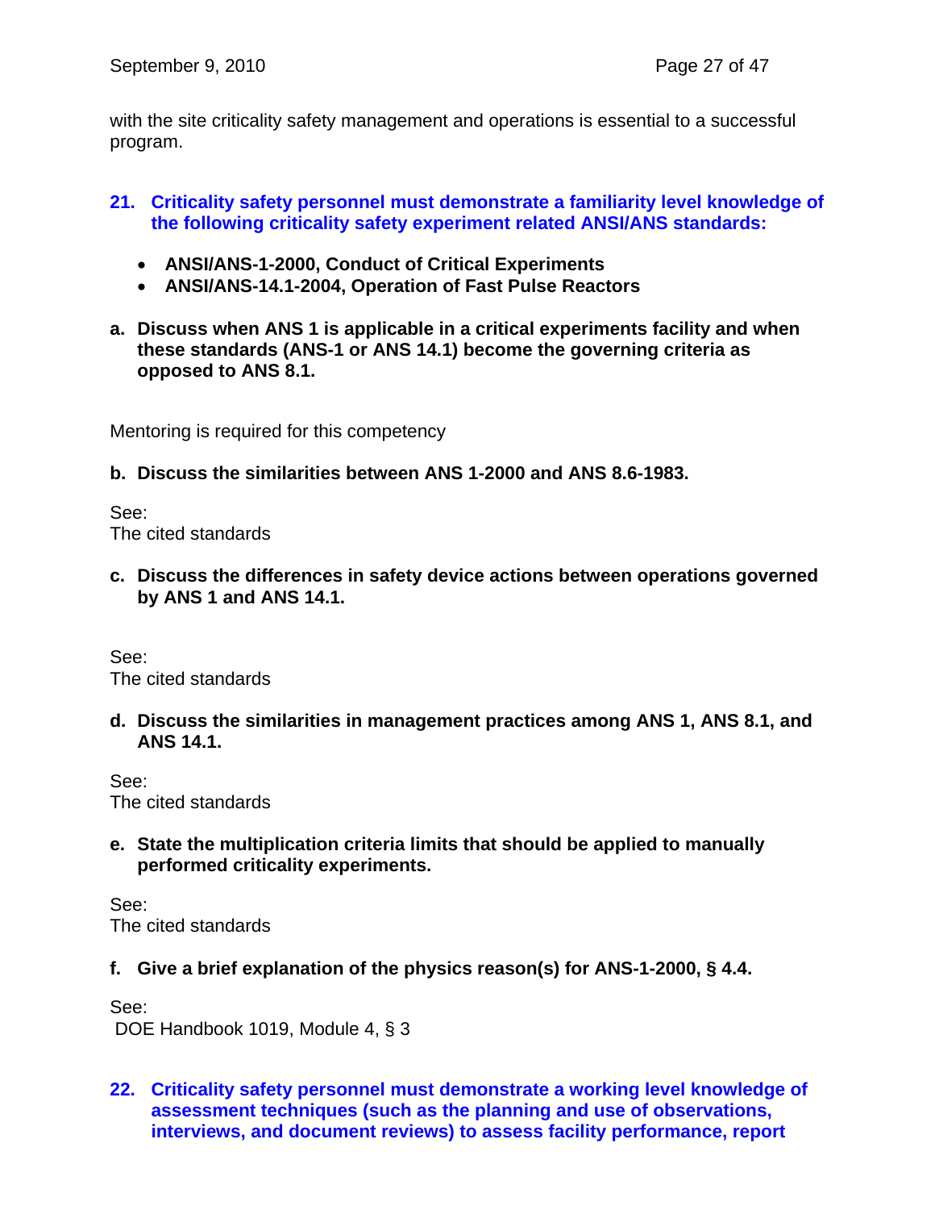with the site criticality safety management and operations is essential to a successful program.

**21. Criticality safety personnel must demonstrate a familiarity level knowledge of the following criticality safety experiment related ANSI/ANS standards:**

- **ANSI/ANS-1-2000, Conduct of Critical Experiments**
- **ANSI/ANS-14.1-2004, Operation of Fast Pulse Reactors**

**a. Discuss when ANS 1 is applicable in a critical experiments facility and when these standards (ANS-1 or ANS 14.1) become the governing criteria as opposed to ANS 8.1.**

Mentoring is required for this competency

**b. Discuss the similarities between ANS 1-2000 and ANS 8.6-1983.**

See:
The cited standards

**c. Discuss the differences in safety device actions between operations governed by ANS 1 and ANS 14.1.**

See:
The cited standards

**d. Discuss the similarities in management practices among ANS 1, ANS 8.1, and ANS 14.1.**

See:
The cited standards

**e. State the multiplication criteria limits that should be applied to manually performed criticality experiments.**

See:
The cited standards

**f. Give a brief explanation of the physics reason(s) for ANS-1-2000, § 4.4.**

See:
DOE Handbook 1019, Module 4, § 3

**22. Criticality safety personnel must demonstrate a working level knowledge of assessment techniques (such as the planning and use of observations, interviews, and document reviews) to assess facility performance, report**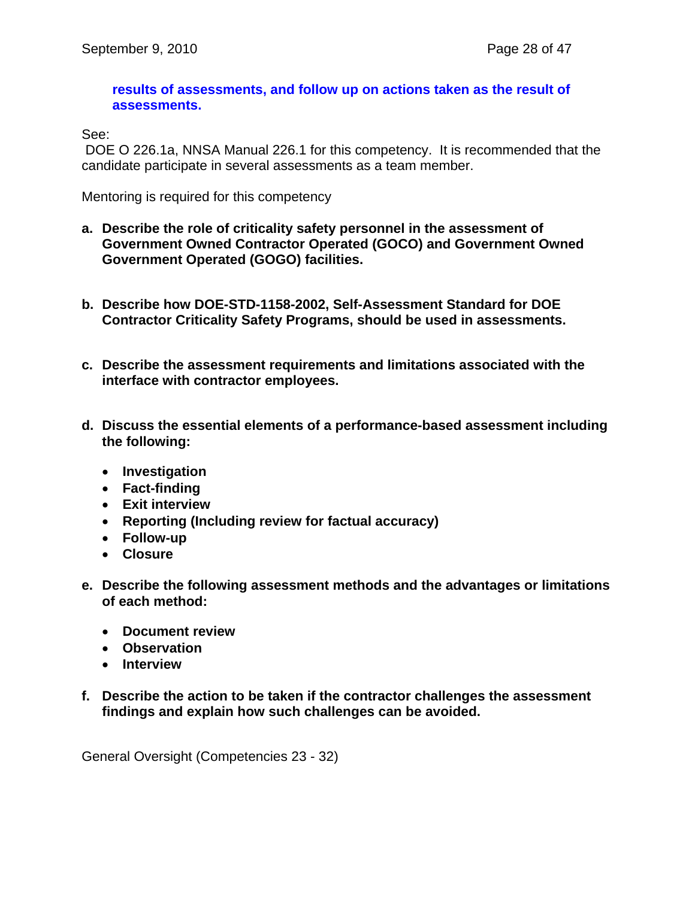**results of assessments, and follow up on actions taken as the result of assessments.**

See:
DOE O 226.1a, NNSA Manual 226.1 for this competency. It is recommended that the candidate participate in several assessments as a team member.

Mentoring is required for this competency

**a. Describe the role of criticality safety personnel in the assessment of Government Owned Contractor Operated (GOCO) and Government Owned Government Operated (GOGO) facilities.**

**b. Describe how DOE-STD-1158-2002, Self-Assessment Standard for DOE Contractor Criticality Safety Programs, should be used in assessments.**

**c. Describe the assessment requirements and limitations associated with the interface with contractor employees.**

**d. Discuss the essential elements of a performance-based assessment including the following:**

- **Investigation**
- **Fact-finding**
- **Exit interview**
- **Reporting (Including review for factual accuracy)**
- **Follow-up**
- **Closure**

**e. Describe the following assessment methods and the advantages or limitations of each method:**

- **Document review**
- **Observation**
- **Interview**

**f. Describe the action to be taken if the contractor challenges the assessment findings and explain how such challenges can be avoided.**

General Oversight (Competencies 23 - 32)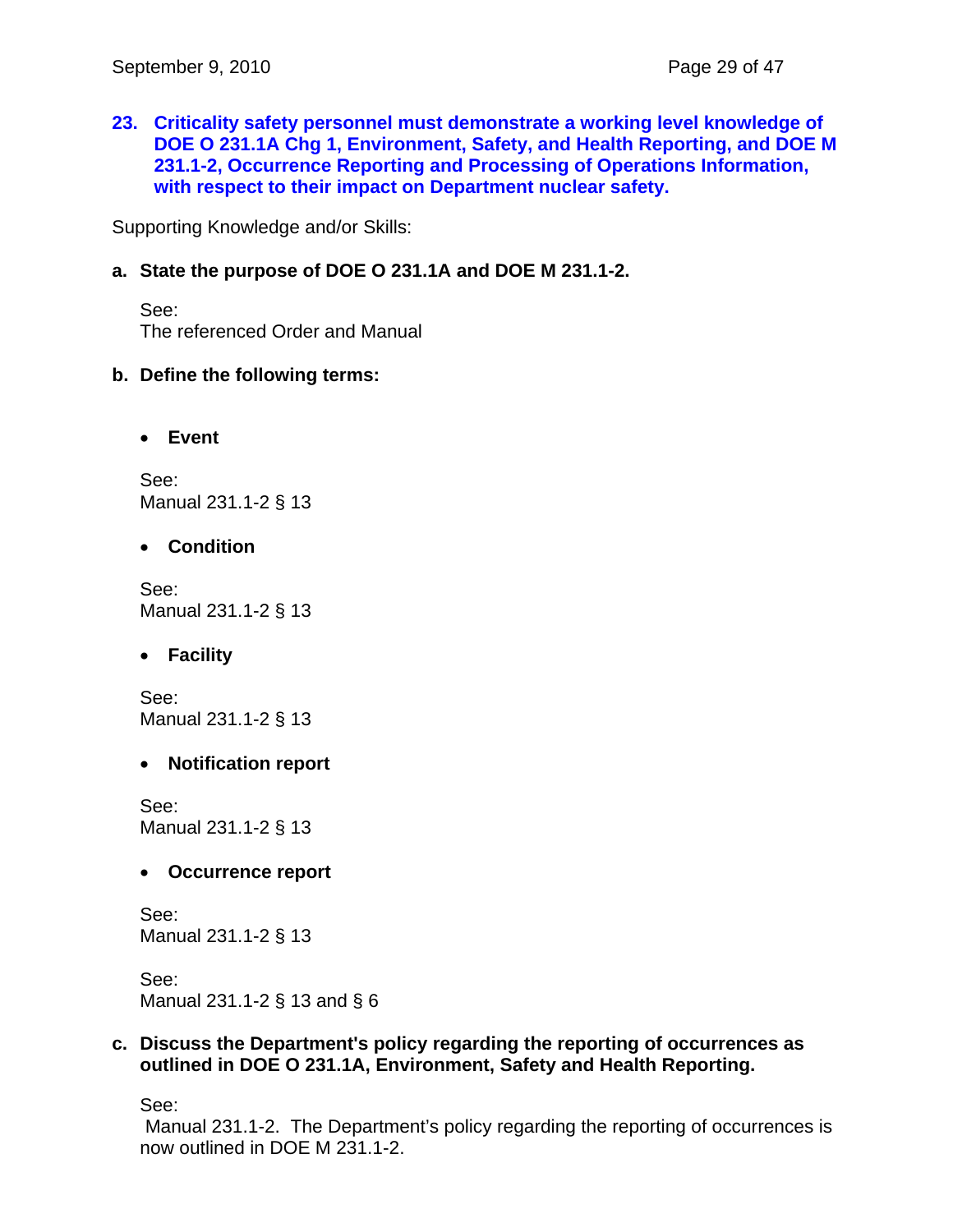## 23. Criticality safety personnel must demonstrate a working level knowledge of DOE O 231.1A Chg 1, Environment, Safety, and Health Reporting, and DOE M 231.1-2, Occurrence Reporting and Processing of Operations Information, with respect to their impact on Department nuclear safety.

Supporting Knowledge and/or Skills:

**a. State the purpose of DOE O 231.1A and DOE M 231.1-2.**

See:
The referenced Order and Manual

**b. Define the following terms:**

- **Event**

See:
Manual 231.1-2 § 13

- **Condition**

See:
Manual 231.1-2 § 13

- **Facility**

See:
Manual 231.1-2 § 13

- **Notification report**

See:
Manual 231.1-2 § 13

- **Occurrence report**

See:
Manual 231.1-2 § 13

See:
Manual 231.1-2 § 13 and § 6

**c. Discuss the Department's policy regarding the reporting of occurrences as outlined in DOE O 231.1A, Environment, Safety and Health Reporting.**

See:
Manual 231.1-2. The Department's policy regarding the reporting of occurrences is now outlined in DOE M 231.1-2.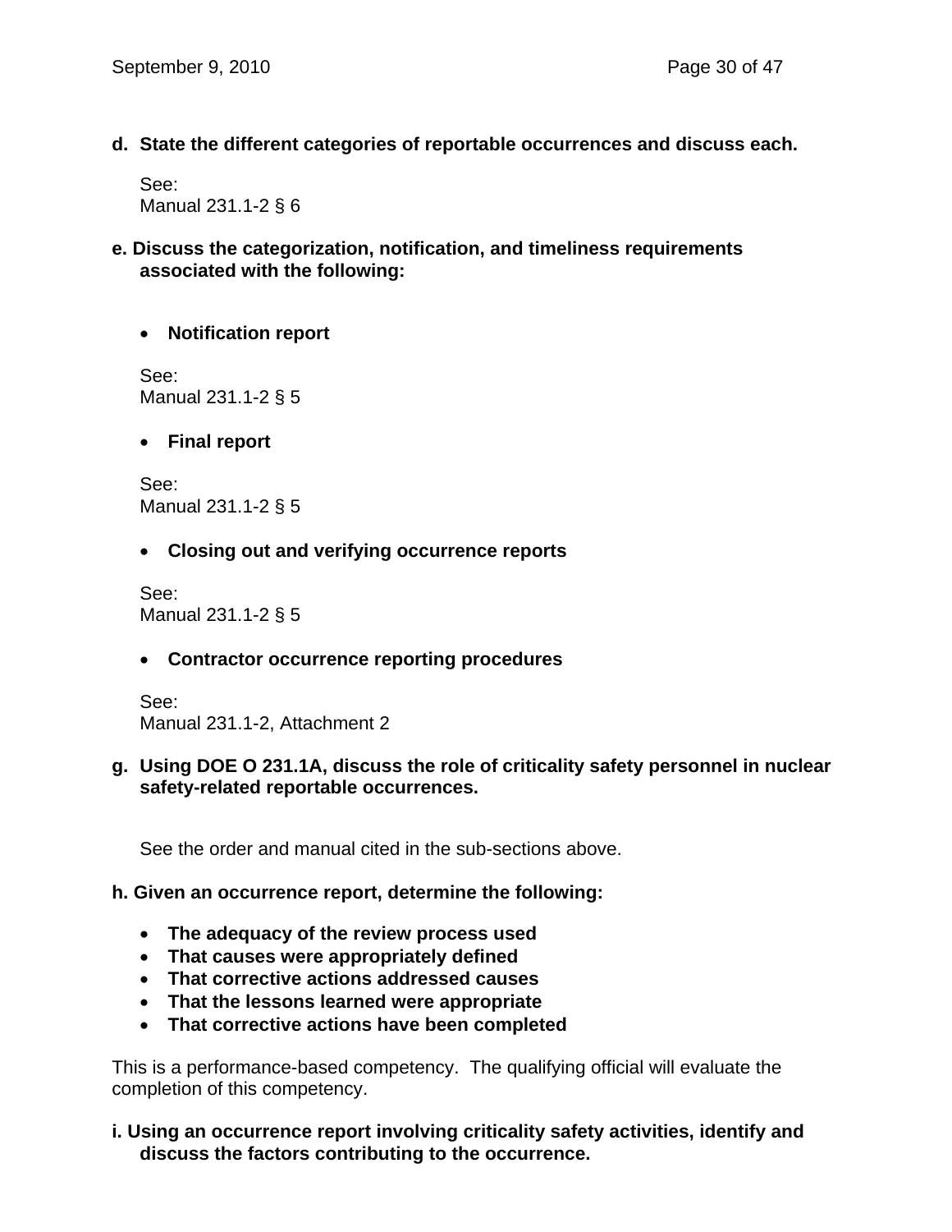**d. State the different categories of reportable occurrences and discuss each.**

See:
Manual 231.1-2 § 6

**e. Discuss the categorization, notification, and timeliness requirements associated with the following:**

- **Notification report**

See:
Manual 231.1-2 § 5

- **Final report**

See:
Manual 231.1-2 § 5

- **Closing out and verifying occurrence reports**

See:
Manual 231.1-2 § 5

- **Contractor occurrence reporting procedures**

See:
Manual 231.1-2, Attachment 2

**g. Using DOE O 231.1A, discuss the role of criticality safety personnel in nuclear safety-related reportable occurrences.**

See the order and manual cited in the sub-sections above.

**h. Given an occurrence report, determine the following:**

- **The adequacy of the review process used**
- **That causes were appropriately defined**
- **That corrective actions addressed causes**
- **That the lessons learned were appropriate**
- **That corrective actions have been completed**

This is a performance-based competency. The qualifying official will evaluate the completion of this competency.

**i. Using an occurrence report involving criticality safety activities, identify and discuss the factors contributing to the occurrence.**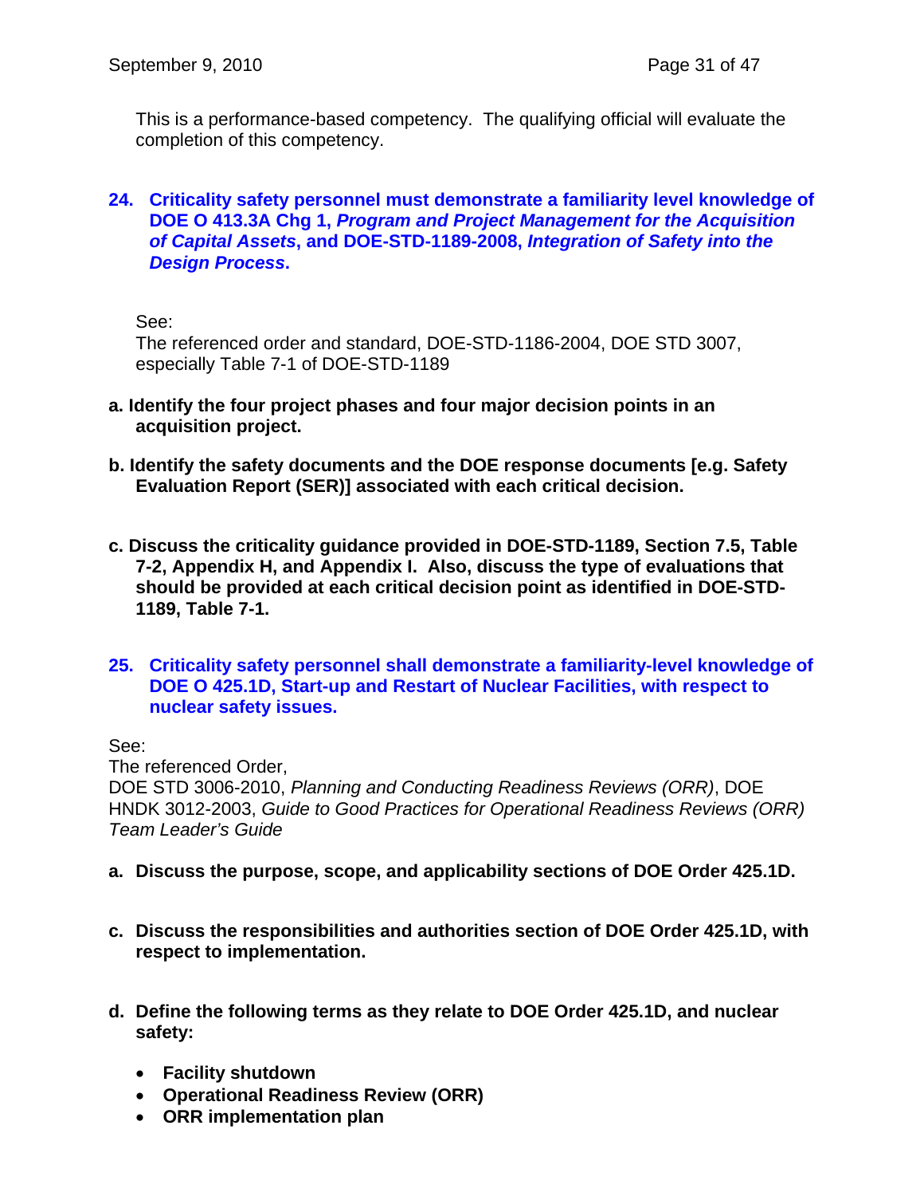This is a performance-based competency. The qualifying official will evaluate the completion of this competency.

**24. Criticality safety personnel must demonstrate a familiarity level knowledge of DOE O 413.3A Chg 1, *Program and Project Management for the Acquisition of Capital Assets*, and DOE-STD-1189-2008, *Integration of Safety into the Design Process*.**

See:
The referenced order and standard, DOE-STD-1186-2004, DOE STD 3007, especially Table 7-1 of DOE-STD-1189

**a. Identify the four project phases and four major decision points in an acquisition project.**

**b. Identify the safety documents and the DOE response documents [e.g. Safety Evaluation Report (SER)] associated with each critical decision.**

**c. Discuss the criticality guidance provided in DOE-STD-1189, Section 7.5, Table 7-2, Appendix H, and Appendix I. Also, discuss the type of evaluations that should be provided at each critical decision point as identified in DOE-STD-1189, Table 7-1.**

**25. Criticality safety personnel shall demonstrate a familiarity-level knowledge of DOE O 425.1D, Start-up and Restart of Nuclear Facilities, with respect to nuclear safety issues.**

See:
The referenced Order,
DOE STD 3006-2010, *Planning and Conducting Readiness Reviews (ORR)*, DOE HNDK 3012-2003, *Guide to Good Practices for Operational Readiness Reviews (ORR) Team Leader's Guide*

**a. Discuss the purpose, scope, and applicability sections of DOE Order 425.1D.**

**c. Discuss the responsibilities and authorities section of DOE Order 425.1D, with respect to implementation.**

**d. Define the following terms as they relate to DOE Order 425.1D, and nuclear safety:**

- **Facility shutdown**
- **Operational Readiness Review (ORR)**
- **ORR implementation plan**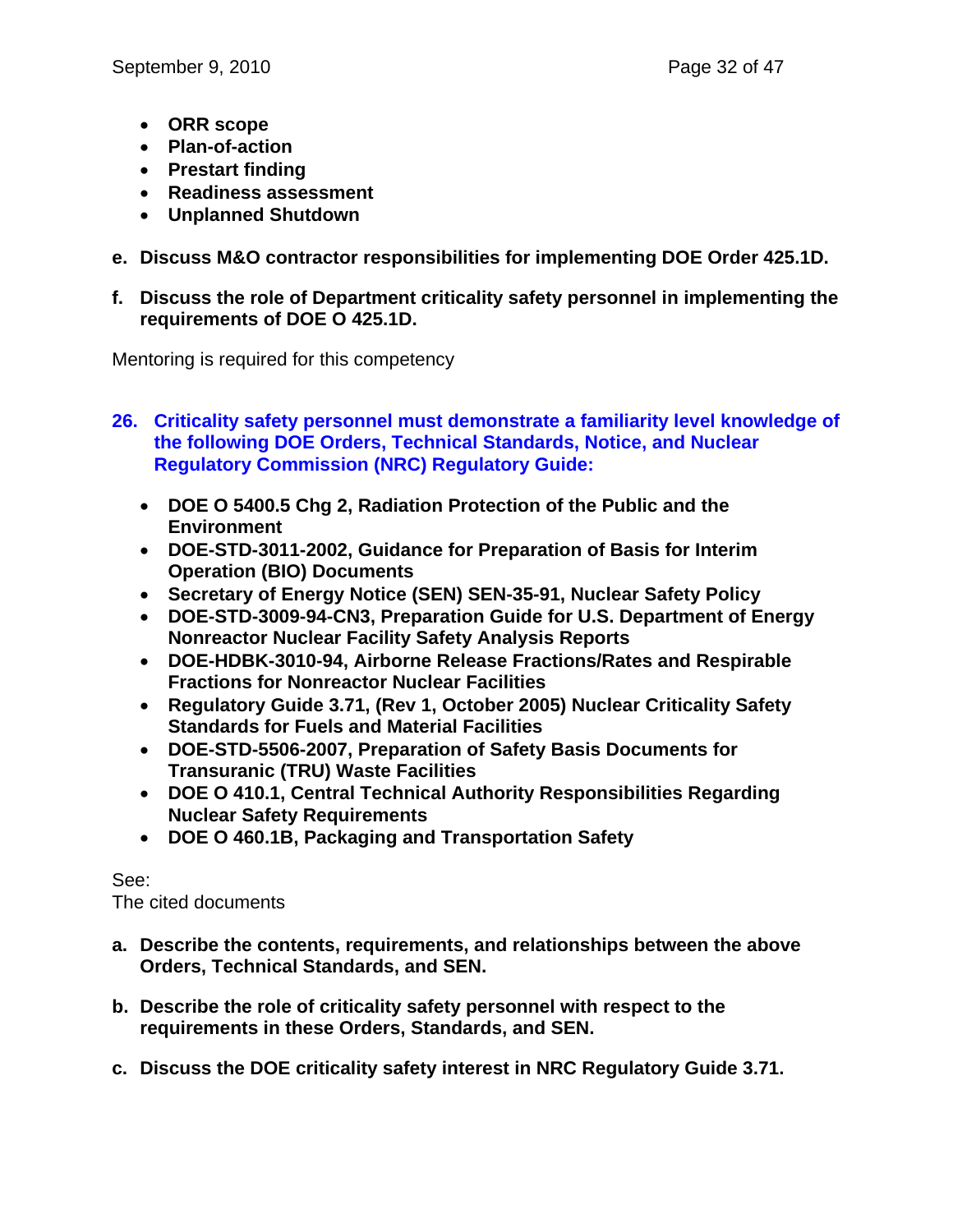- **ORR scope**
- **Plan-of-action**
- **Prestart finding**
- **Readiness assessment**
- **Unplanned Shutdown**

**e. Discuss M&O contractor responsibilities for implementing DOE Order 425.1D.**

**f. Discuss the role of Department criticality safety personnel in implementing the requirements of DOE O 425.1D.**

Mentoring is required for this competency

## 26. Criticality safety personnel must demonstrate a familiarity level knowledge of the following DOE Orders, Technical Standards, Notice, and Nuclear Regulatory Commission (NRC) Regulatory Guide:

- **DOE O 5400.5 Chg 2, Radiation Protection of the Public and the Environment**
- **DOE-STD-3011-2002, Guidance for Preparation of Basis for Interim Operation (BIO) Documents**
- **Secretary of Energy Notice (SEN) SEN-35-91, Nuclear Safety Policy**
- **DOE-STD-3009-94-CN3, Preparation Guide for U.S. Department of Energy Nonreactor Nuclear Facility Safety Analysis Reports**
- **DOE-HDBK-3010-94, Airborne Release Fractions/Rates and Respirable Fractions for Nonreactor Nuclear Facilities**
- **Regulatory Guide 3.71, (Rev 1, October 2005) Nuclear Criticality Safety Standards for Fuels and Material Facilities**
- **DOE-STD-5506-2007, Preparation of Safety Basis Documents for Transuranic (TRU) Waste Facilities**
- **DOE O 410.1, Central Technical Authority Responsibilities Regarding Nuclear Safety Requirements**
- **DOE O 460.1B, Packaging and Transportation Safety**

See:
The cited documents

**a. Describe the contents, requirements, and relationships between the above Orders, Technical Standards, and SEN.**

**b. Describe the role of criticality safety personnel with respect to the requirements in these Orders, Standards, and SEN.**

**c. Discuss the DOE criticality safety interest in NRC Regulatory Guide 3.71.**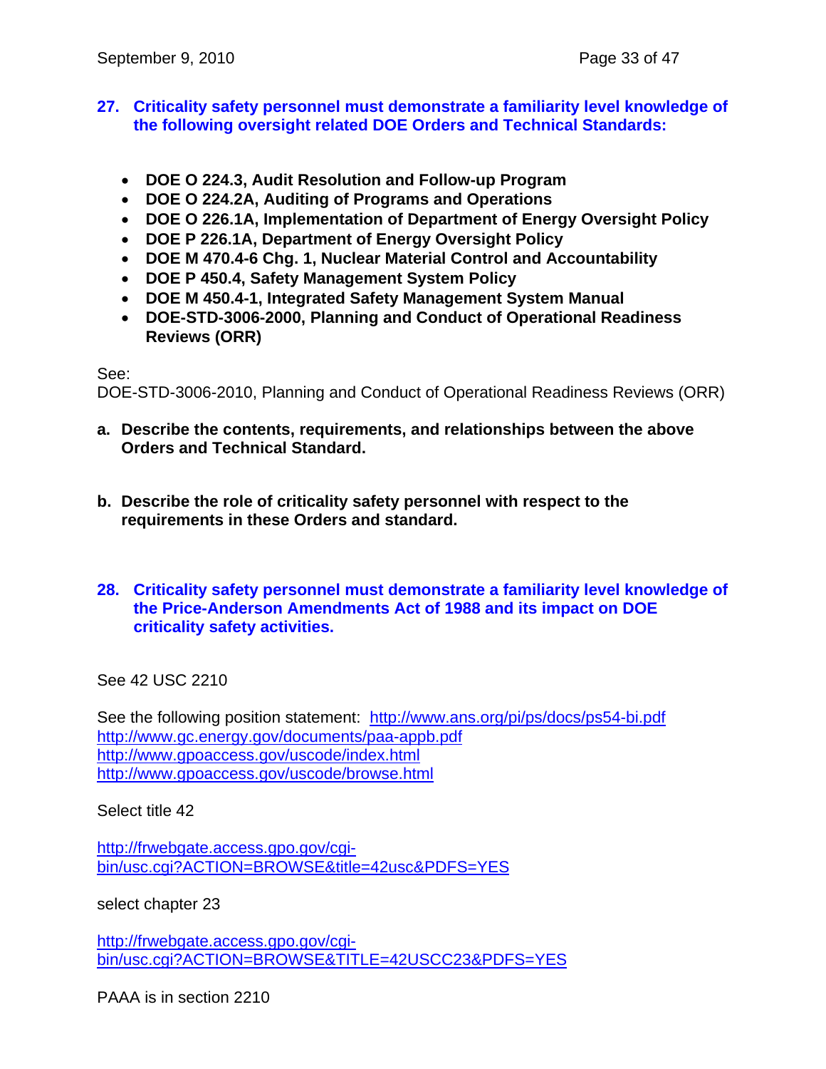**27. Criticality safety personnel must demonstrate a familiarity level knowledge of the following oversight related DOE Orders and Technical Standards:**

- **DOE O 224.3, Audit Resolution and Follow-up Program**
- **DOE O 224.2A, Auditing of Programs and Operations**
- **DOE O 226.1A, Implementation of Department of Energy Oversight Policy**
- **DOE P 226.1A, Department of Energy Oversight Policy**
- **DOE M 470.4-6 Chg. 1, Nuclear Material Control and Accountability**
- **DOE P 450.4, Safety Management System Policy**
- **DOE M 450.4-1, Integrated Safety Management System Manual**
- **DOE-STD-3006-2000, Planning and Conduct of Operational Readiness Reviews (ORR)**

See:
DOE-STD-3006-2010, Planning and Conduct of Operational Readiness Reviews (ORR)

**a. Describe the contents, requirements, and relationships between the above Orders and Technical Standard.**

**b. Describe the role of criticality safety personnel with respect to the requirements in these Orders and standard.**

**28. Criticality safety personnel must demonstrate a familiarity level knowledge of the Price-Anderson Amendments Act of 1988 and its impact on DOE criticality safety activities.**

See 42 USC 2210

See the following position statement: http://www.ans.org/pi/ps/docs/ps54-bi.pdf
http://www.gc.energy.gov/documents/paa-appb.pdf
http://www.gpoaccess.gov/uscode/index.html
http://www.gpoaccess.gov/uscode/browse.html

Select title 42

http://frwebgate.access.gpo.gov/cgi-bin/usc.cgi?ACTION=BROWSE&title=42usc&PDFS=YES

select chapter 23

http://frwebgate.access.gpo.gov/cgi-bin/usc.cgi?ACTION=BROWSE&TITLE=42USCC23&PDFS=YES

PAAA is in section 2210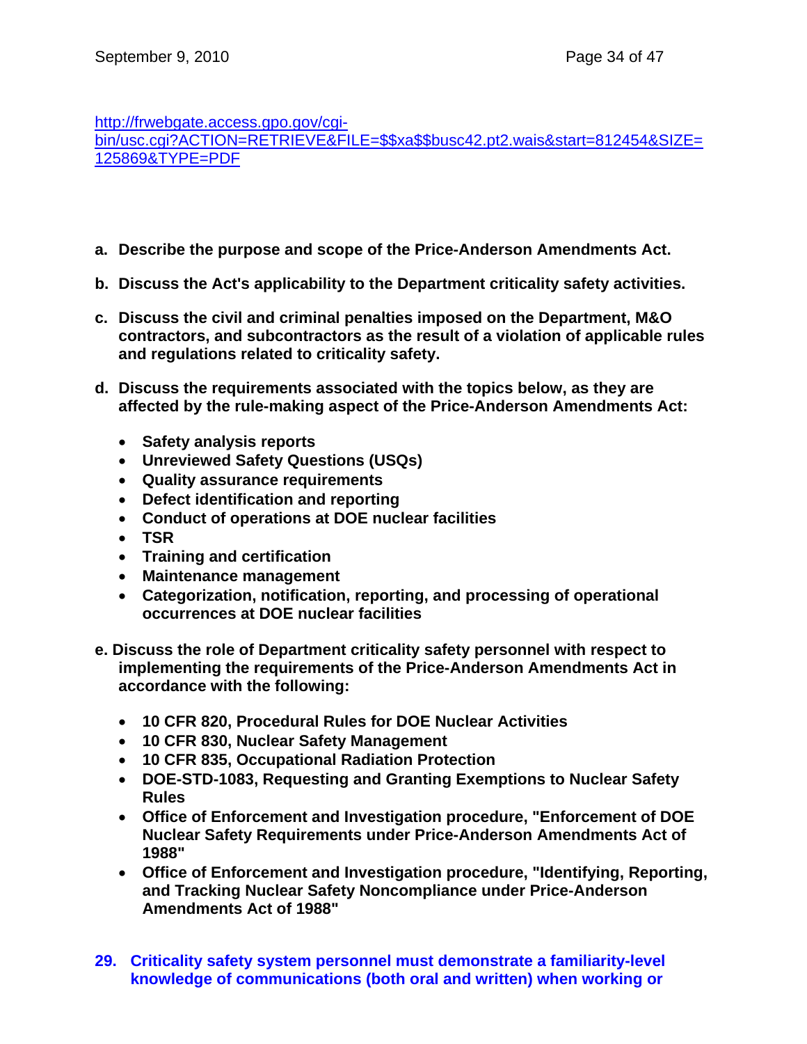http://frwebgate.access.gpo.gov/cgi-bin/usc.cgi?ACTION=RETRIEVE&FILE=$$xa$$busc42.pt2.wais&start=812454&SIZE=125869&TYPE=PDF

**a. Describe the purpose and scope of the Price-Anderson Amendments Act.**

**b. Discuss the Act's applicability to the Department criticality safety activities.**

**c. Discuss the civil and criminal penalties imposed on the Department, M&O contractors, and subcontractors as the result of a violation of applicable rules and regulations related to criticality safety.**

**d. Discuss the requirements associated with the topics below, as they are affected by the rule-making aspect of the Price-Anderson Amendments Act:**

- **Safety analysis reports**
- **Unreviewed Safety Questions (USQs)**
- **Quality assurance requirements**
- **Defect identification and reporting**
- **Conduct of operations at DOE nuclear facilities**
- **TSR**
- **Training and certification**
- **Maintenance management**
- **Categorization, notification, reporting, and processing of operational occurrences at DOE nuclear facilities**

**e. Discuss the role of Department criticality safety personnel with respect to implementing the requirements of the Price-Anderson Amendments Act in accordance with the following:**

- **10 CFR 820, Procedural Rules for DOE Nuclear Activities**
- **10 CFR 830, Nuclear Safety Management**
- **10 CFR 835, Occupational Radiation Protection**
- **DOE-STD-1083, Requesting and Granting Exemptions to Nuclear Safety Rules**
- **Office of Enforcement and Investigation procedure, "Enforcement of DOE Nuclear Safety Requirements under Price-Anderson Amendments Act of 1988"**
- **Office of Enforcement and Investigation procedure, "Identifying, Reporting, and Tracking Nuclear Safety Noncompliance under Price-Anderson Amendments Act of 1988"**

**29. Criticality safety system personnel must demonstrate a familiarity-level knowledge of communications (both oral and written) when working or**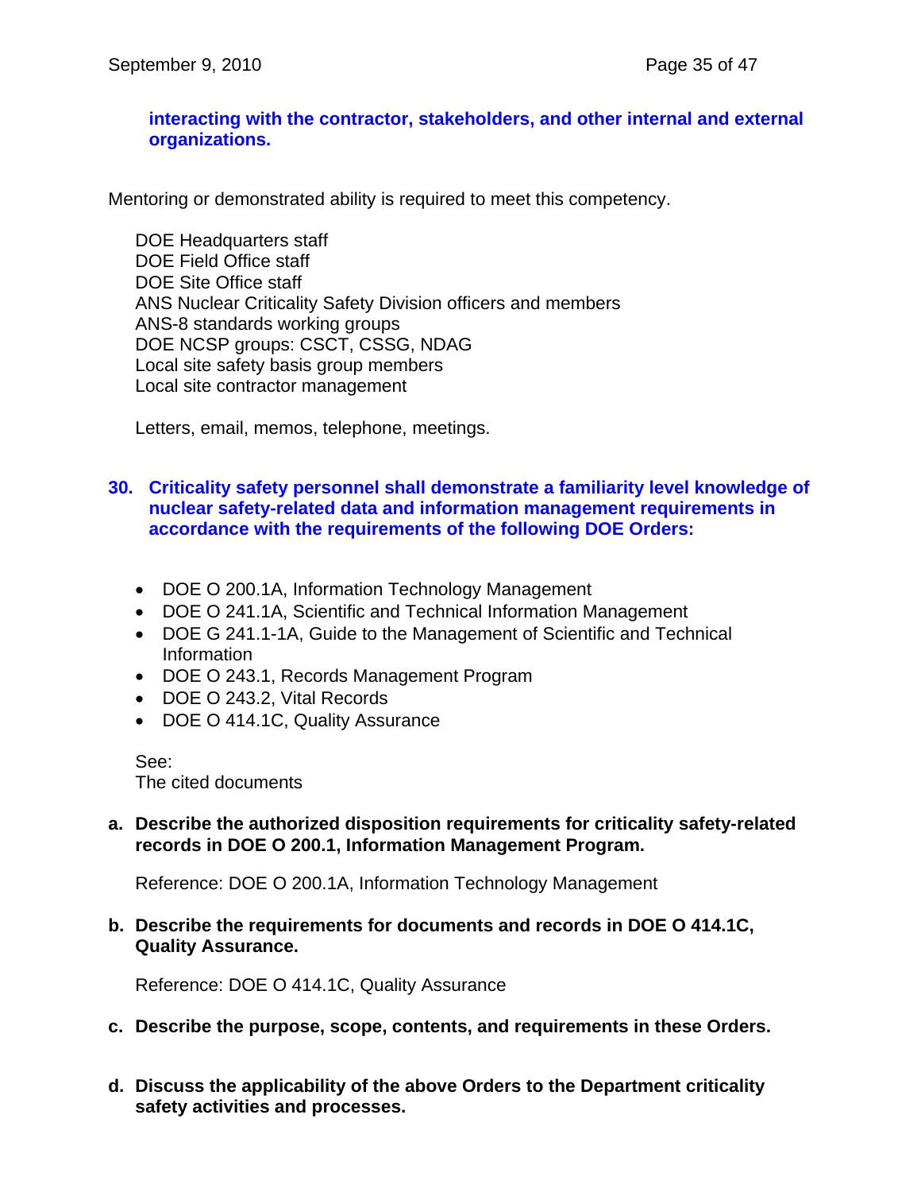**interacting with the contractor, stakeholders, and other internal and external organizations.**

Mentoring or demonstrated ability is required to meet this competency.

DOE Headquarters staff
DOE Field Office staff
DOE Site Office staff
ANS Nuclear Criticality Safety Division officers and members
ANS-8 standards working groups
DOE NCSP groups: CSCT, CSSG, NDAG
Local site safety basis group members
Local site contractor management

Letters, email, memos, telephone, meetings.

**30. Criticality safety personnel shall demonstrate a familiarity level knowledge of nuclear safety-related data and information management requirements in accordance with the requirements of the following DOE Orders:**

- DOE O 200.1A, Information Technology Management
- DOE O 241.1A, Scientific and Technical Information Management
- DOE G 241.1-1A, Guide to the Management of Scientific and Technical Information
- DOE O 243.1, Records Management Program
- DOE O 243.2, Vital Records
- DOE O 414.1C, Quality Assurance

See:
The cited documents

**a. Describe the authorized disposition requirements for criticality safety-related records in DOE O 200.1, Information Management Program.**

Reference: DOE O 200.1A, Information Technology Management

**b. Describe the requirements for documents and records in DOE O 414.1C, Quality Assurance.**

Reference: DOE O 414.1C, Quality Assurance

**c. Describe the purpose, scope, contents, and requirements in these Orders.**

**d. Discuss the applicability of the above Orders to the Department criticality safety activities and processes.**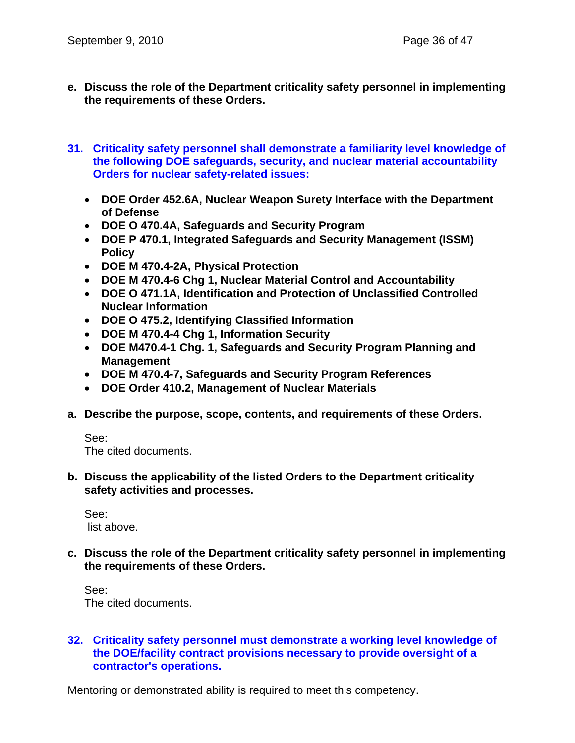**e. Discuss the role of the Department criticality safety personnel in implementing the requirements of these Orders.**

## 31. Criticality safety personnel shall demonstrate a familiarity level knowledge of the following DOE safeguards, security, and nuclear material accountability Orders for nuclear safety-related issues:

- **DOE Order 452.6A, Nuclear Weapon Surety Interface with the Department of Defense**
- **DOE O 470.4A, Safeguards and Security Program**
- **DOE P 470.1, Integrated Safeguards and Security Management (ISSM) Policy**
- **DOE M 470.4-2A, Physical Protection**
- **DOE M 470.4-6 Chg 1, Nuclear Material Control and Accountability**
- **DOE O 471.1A, Identification and Protection of Unclassified Controlled Nuclear Information**
- **DOE O 475.2, Identifying Classified Information**
- **DOE M 470.4-4 Chg 1, Information Security**
- **DOE M470.4-1 Chg. 1, Safeguards and Security Program Planning and Management**
- **DOE M 470.4-7, Safeguards and Security Program References**
- **DOE Order 410.2, Management of Nuclear Materials**

**a. Describe the purpose, scope, contents, and requirements of these Orders.**

See:
The cited documents.

**b. Discuss the applicability of the listed Orders to the Department criticality safety activities and processes.**

See:
list above.

**c. Discuss the role of the Department criticality safety personnel in implementing the requirements of these Orders.**

See:
The cited documents.

## 32. Criticality safety personnel must demonstrate a working level knowledge of the DOE/facility contract provisions necessary to provide oversight of a contractor's operations.

Mentoring or demonstrated ability is required to meet this competency.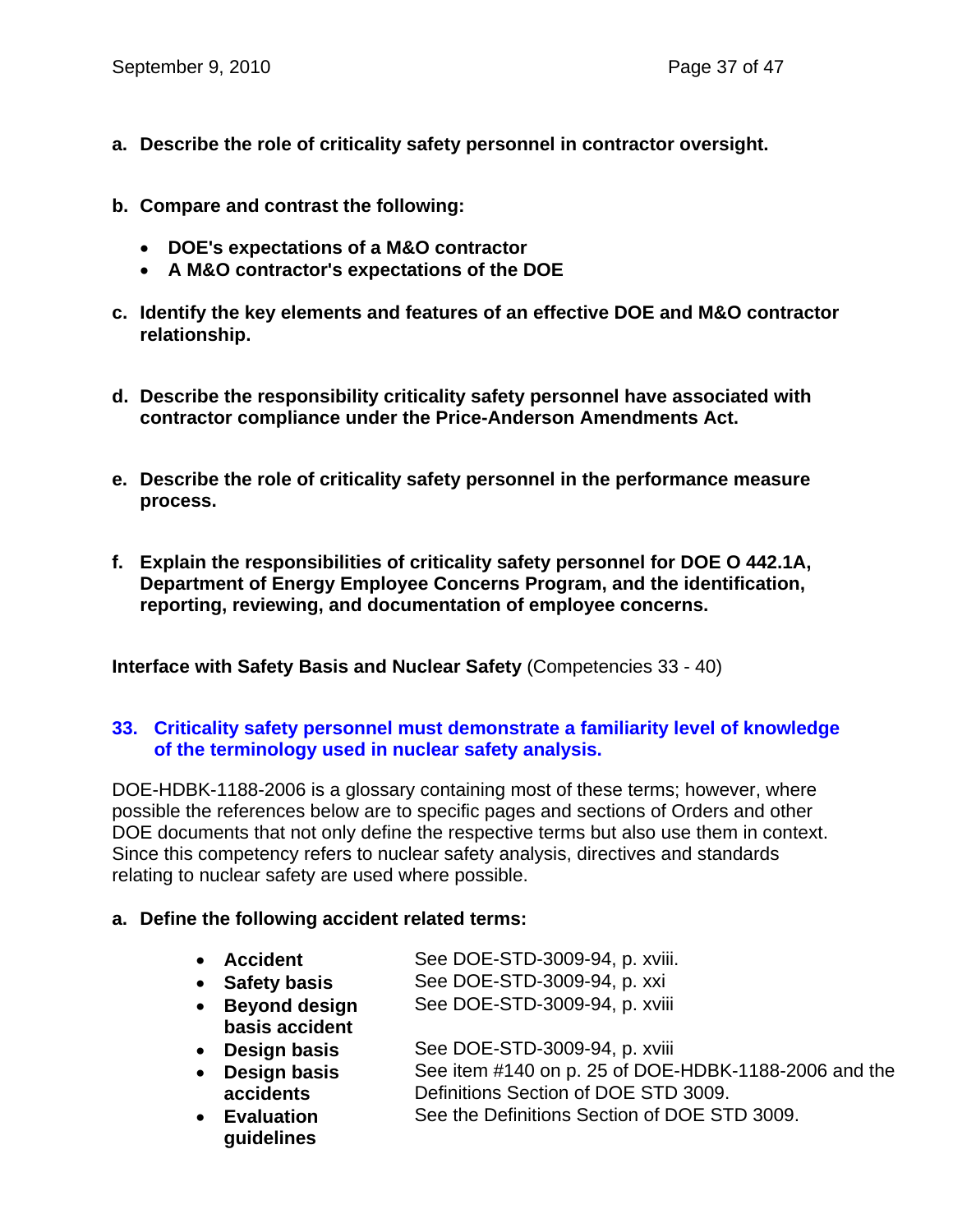**a. Describe the role of criticality safety personnel in contractor oversight.**

**b. Compare and contrast the following:**

- **DOE's expectations of a M&O contractor**
- **A M&O contractor's expectations of the DOE**

**c. Identify the key elements and features of an effective DOE and M&O contractor relationship.**

**d. Describe the responsibility criticality safety personnel have associated with contractor compliance under the Price-Anderson Amendments Act.**

**e. Describe the role of criticality safety personnel in the performance measure process.**

**f. Explain the responsibilities of criticality safety personnel for DOE O 442.1A, Department of Energy Employee Concerns Program, and the identification, reporting, reviewing, and documentation of employee concerns.**

**Interface with Safety Basis and Nuclear Safety** (Competencies 33 - 40)

## 33. Criticality safety personnel must demonstrate a familiarity level of knowledge of the terminology used in nuclear safety analysis.

DOE-HDBK-1188-2006 is a glossary containing most of these terms; however, where possible the references below are to specific pages and sections of Orders and other DOE documents that not only define the respective terms but also use them in context. Since this competency refers to nuclear safety analysis, directives and standards relating to nuclear safety are used where possible.

**a. Define the following accident related terms:**

| Term | Reference |
|---|---|
| **Accident** | See DOE-STD-3009-94, p. xviii. |
| **Safety basis** | See DOE-STD-3009-94, p. xxi |
| **Beyond design basis accident** | See DOE-STD-3009-94, p. xviii |
| **Design basis** | See DOE-STD-3009-94, p. xviii |
| **Design basis accidents** | See item #140 on p. 25 of DOE-HDBK-1188-2006 and the Definitions Section of DOE STD 3009. |
| **Evaluation guidelines** | See the Definitions Section of DOE STD 3009. |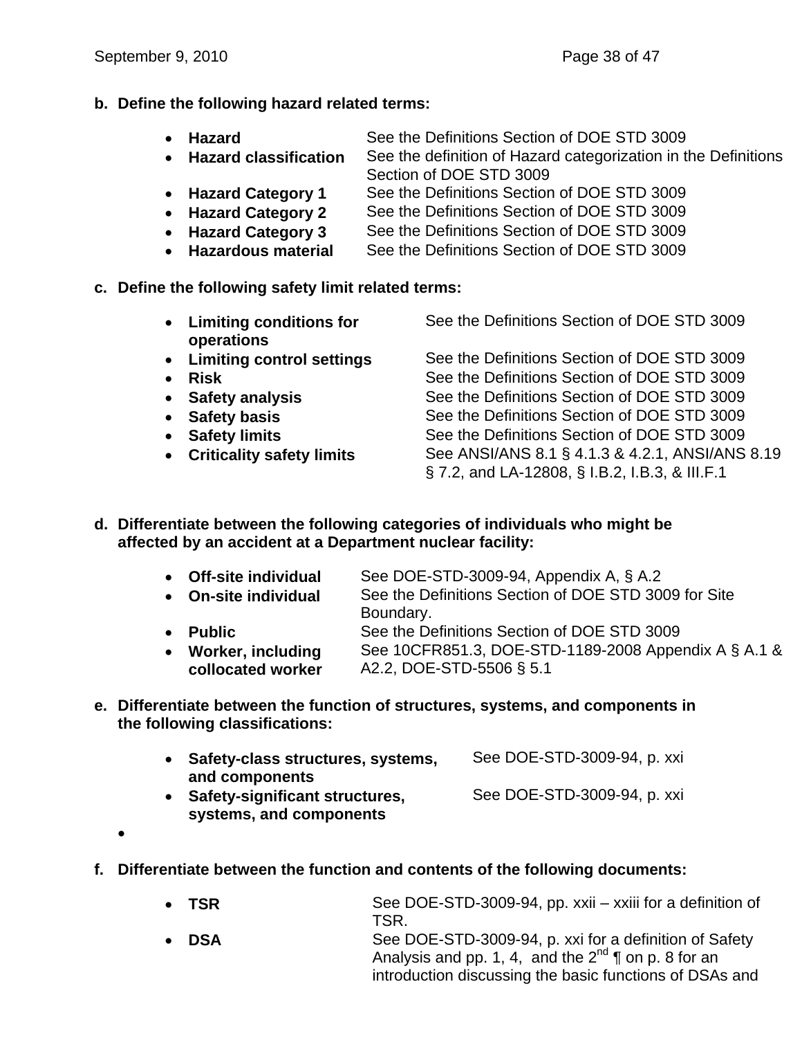b. **Define the following hazard related terms:**

| | |
|---|---|
| • **Hazard** | See the Definitions Section of DOE STD 3009 |
| • **Hazard classification** | See the definition of Hazard categorization in the Definitions Section of DOE STD 3009 |
| • **Hazard Category 1** | See the Definitions Section of DOE STD 3009 |
| • **Hazard Category 2** | See the Definitions Section of DOE STD 3009 |
| • **Hazard Category 3** | See the Definitions Section of DOE STD 3009 |
| • **Hazardous material** | See the Definitions Section of DOE STD 3009 |

c. **Define the following safety limit related terms:**

| | |
|---|---|
| • **Limiting conditions for operations** | See the Definitions Section of DOE STD 3009 |
| • **Limiting control settings** | See the Definitions Section of DOE STD 3009 |
| • **Risk** | See the Definitions Section of DOE STD 3009 |
| • **Safety analysis** | See the Definitions Section of DOE STD 3009 |
| • **Safety basis** | See the Definitions Section of DOE STD 3009 |
| • **Safety limits** | See the Definitions Section of DOE STD 3009 |
| • **Criticality safety limits** | See ANSI/ANS 8.1 § 4.1.3 & 4.2.1, ANSI/ANS 8.19 § 7.2, and LA-12808, § I.B.2, I.B.3, & III.F.1 |

d. **Differentiate between the following categories of individuals who might be affected by an accident at a Department nuclear facility:**

| | |
|---|---|
| • **Off-site individual** | See DOE-STD-3009-94, Appendix A, § A.2 |
| • **On-site individual** | See the Definitions Section of DOE STD 3009 for Site Boundary. |
| • **Public** | See the Definitions Section of DOE STD 3009 |
| • **Worker, including collocated worker** | See 10CFR851.3, DOE-STD-1189-2008 Appendix A § A.1 & A2.2, DOE-STD-5506 § 5.1 |

e. **Differentiate between the function of structures, systems, and components in the following classifications:**

| | |
|---|---|
| • **Safety-class structures, systems, and components** | See DOE-STD-3009-94, p. xxi |
| • **Safety-significant structures, systems, and components** | See DOE-STD-3009-94, p. xxi |

•

f. **Differentiate between the function and contents of the following documents:**

| | |
|---|---|
| • **TSR** | See DOE-STD-3009-94, pp. xxii – xxiii for a definition of TSR. |
| • **DSA** | See DOE-STD-3009-94, p. xxi for a definition of Safety Analysis and pp. 1, 4, and the 2nd ¶ on p. 8 for an introduction discussing the basic functions of DSAs and |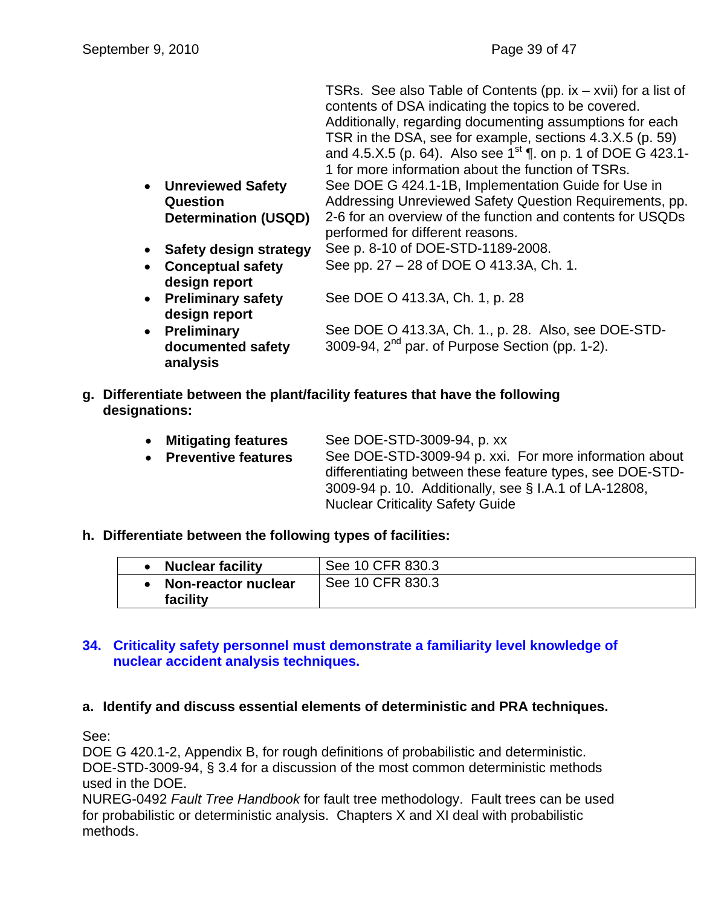| | |
|---|---|
| | TSRs. See also Table of Contents (pp. ix – xvii) for a list of contents of DSA indicating the topics to be covered. Additionally, regarding documenting assumptions for each TSR in the DSA, see for example, sections 4.3.X.5 (p. 59) and 4.5.X.5 (p. 64). Also see 1st ¶. on p. 1 of DOE G 423.1-1 for more information about the function of TSRs. |
| • **Unreviewed Safety Question Determination (USQD)** | See DOE G 424.1-1B, Implementation Guide for Use in Addressing Unreviewed Safety Question Requirements, pp. 2-6 for an overview of the function and contents for USQDs performed for different reasons. |
| • **Safety design strategy** | See p. 8-10 of DOE-STD-1189-2008. |
| • **Conceptual safety design report** | See pp. 27 – 28 of DOE O 413.3A, Ch. 1. |
| • **Preliminary safety design report** | See DOE O 413.3A, Ch. 1, p. 28 |
| • **Preliminary documented safety analysis** | See DOE O 413.3A, Ch. 1., p. 28. Also, see DOE-STD-3009-94, 2nd par. of Purpose Section (pp. 1-2). |

**g. Differentiate between the plant/facility features that have the following designations:**

| | |
|---|---|
| • **Mitigating features** | See DOE-STD-3009-94, p. xx |
| • **Preventive features** | See DOE-STD-3009-94 p. xxi. For more information about differentiating between these feature types, see DOE-STD-3009-94 p. 10. Additionally, see § I.A.1 of LA-12808, Nuclear Criticality Safety Guide |

**h. Differentiate between the following types of facilities:**

| | |
|---|---|
| • **Nuclear facility** | See 10 CFR 830.3 |
| • **Non-reactor nuclear facility** | See 10 CFR 830.3 |

## 34. Criticality safety personnel must demonstrate a familiarity level knowledge of nuclear accident analysis techniques.

**a. Identify and discuss essential elements of deterministic and PRA techniques.**

See:
DOE G 420.1-2, Appendix B, for rough definitions of probabilistic and deterministic.
DOE-STD-3009-94, § 3.4 for a discussion of the most common deterministic methods used in the DOE.
NUREG-0492 *Fault Tree Handbook* for fault tree methodology. Fault trees can be used for probabilistic or deterministic analysis. Chapters X and XI deal with probabilistic methods.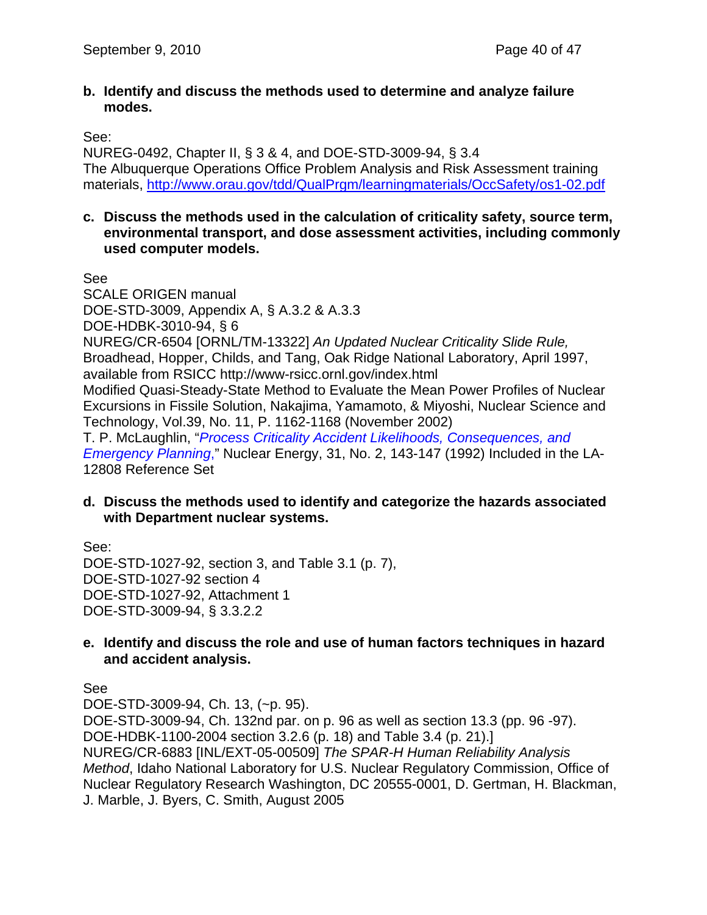**b. Identify and discuss the methods used to determine and analyze failure modes.**

See:
NUREG-0492, Chapter II, § 3 & 4, and DOE-STD-3009-94, § 3.4
The Albuquerque Operations Office Problem Analysis and Risk Assessment training materials, http://www.orau.gov/tdd/QualPrgm/learningmaterials/OccSafety/os1-02.pdf

**c. Discuss the methods used in the calculation of criticality safety, source term, environmental transport, and dose assessment activities, including commonly used computer models.**

See
SCALE ORIGEN manual
DOE-STD-3009, Appendix A, § A.3.2 & A.3.3
DOE-HDBK-3010-94, § 6
NUREG/CR-6504 [ORNL/TM-13322] *An Updated Nuclear Criticality Slide Rule,* Broadhead, Hopper, Childs, and Tang, Oak Ridge National Laboratory, April 1997, available from RSICC http://www-rsicc.ornl.gov/index.html
Modified Quasi-Steady-State Method to Evaluate the Mean Power Profiles of Nuclear Excursions in Fissile Solution, Nakajima, Yamamoto, & Miyoshi, Nuclear Science and Technology, Vol.39, No. 11, P. 1162-1168 (November 2002)
T. P. McLaughlin, "*Process Criticality Accident Likelihoods, Consequences, and Emergency Planning*," Nuclear Energy, 31, No. 2, 143-147 (1992) Included in the LA-12808 Reference Set

**d. Discuss the methods used to identify and categorize the hazards associated with Department nuclear systems.**

See:
DOE-STD-1027-92, section 3, and Table 3.1 (p. 7),
DOE-STD-1027-92 section 4
DOE-STD-1027-92, Attachment 1
DOE-STD-3009-94, § 3.3.2.2

**e. Identify and discuss the role and use of human factors techniques in hazard and accident analysis.**

See
DOE-STD-3009-94, Ch. 13, (~p. 95).
DOE-STD-3009-94, Ch. 132nd par. on p. 96 as well as section 13.3 (pp. 96 -97).
DOE-HDBK-1100-2004 section 3.2.6 (p. 18) and Table 3.4 (p. 21).]
NUREG/CR-6883 [INL/EXT-05-00509] *The SPAR-H Human Reliability Analysis Method*, Idaho National Laboratory for U.S. Nuclear Regulatory Commission, Office of Nuclear Regulatory Research Washington, DC 20555-0001, D. Gertman, H. Blackman, J. Marble, J. Byers, C. Smith, August 2005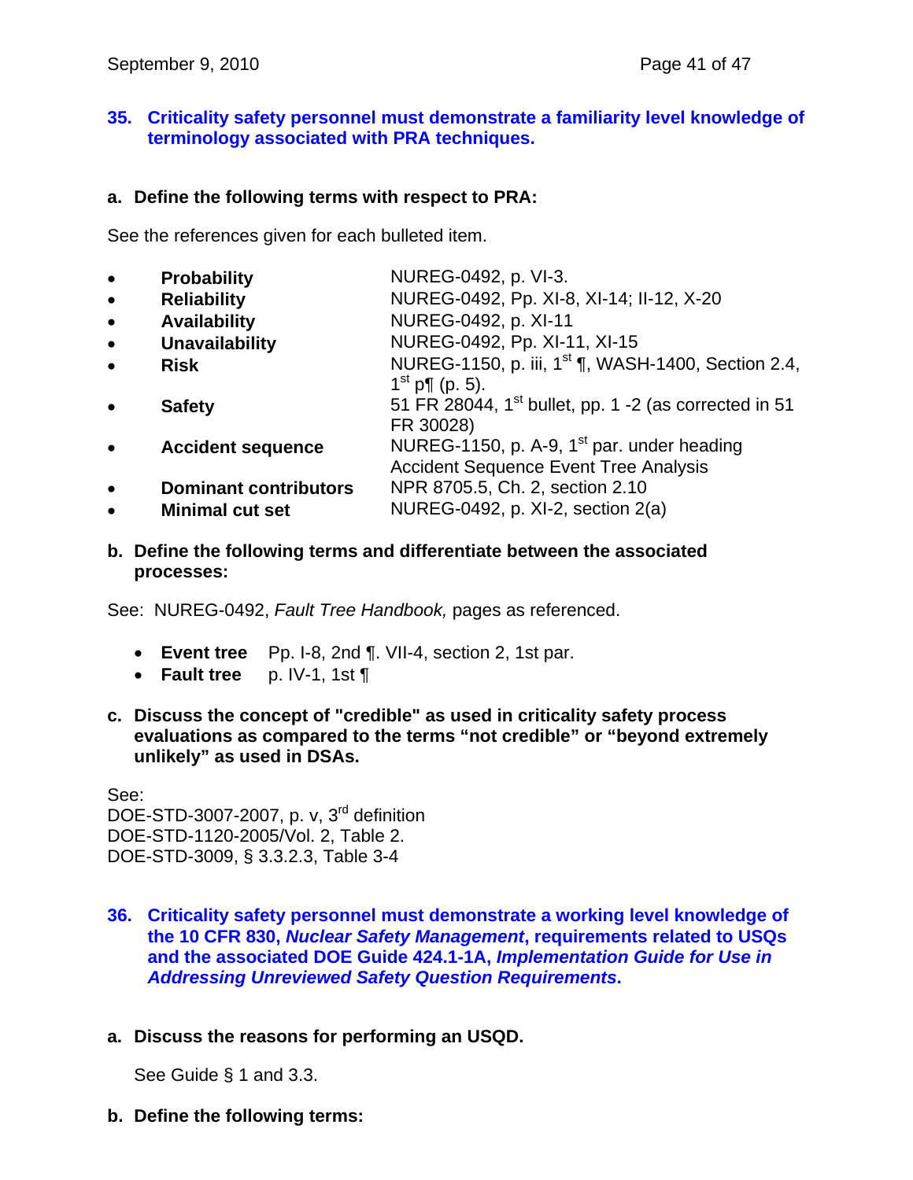### 35. Criticality safety personnel must demonstrate a familiarity level knowledge of terminology associated with PRA techniques.

**a. Define the following terms with respect to PRA:**

See the references given for each bulleted item.

- **Probability** — NUREG-0492, p. VI-3.
- **Reliability** — NUREG-0492, Pp. XI-8, XI-14; II-12, X-20
- **Availability** — NUREG-0492, p. XI-11
- **Unavailability** — NUREG-0492, Pp. XI-11, XI-15
- **Risk** — NUREG-1150, p. iii, 1st ¶, WASH-1400, Section 2.4, 1st p¶ (p. 5).
- **Safety** — 51 FR 28044, 1st bullet, pp. 1 -2 (as corrected in 51 FR 30028)
- **Accident sequence** — NUREG-1150, p. A-9, 1st par. under heading Accident Sequence Event Tree Analysis
- **Dominant contributors** — NPR 8705.5, Ch. 2, section 2.10
- **Minimal cut set** — NUREG-0492, p. XI-2, section 2(a)

**b. Define the following terms and differentiate between the associated processes:**

See: NUREG-0492, *Fault Tree Handbook,* pages as referenced.

- **Event tree** Pp. I-8, 2nd ¶. VII-4, section 2, 1st par.
- **Fault tree** p. IV-1, 1st ¶

**c. Discuss the concept of "credible" as used in criticality safety process evaluations as compared to the terms "not credible" or "beyond extremely unlikely" as used in DSAs.**

See:
DOE-STD-3007-2007, p. v, 3rd definition
DOE-STD-1120-2005/Vol. 2, Table 2.
DOE-STD-3009, § 3.3.2.3, Table 3-4

### 36. Criticality safety personnel must demonstrate a working level knowledge of the 10 CFR 830, *Nuclear Safety Management*, requirements related to USQs and the associated DOE Guide 424.1-1A, *Implementation Guide for Use in Addressing Unreviewed Safety Question Requirements*.

**a. Discuss the reasons for performing an USQD.**

See Guide § 1 and 3.3.

**b. Define the following terms:**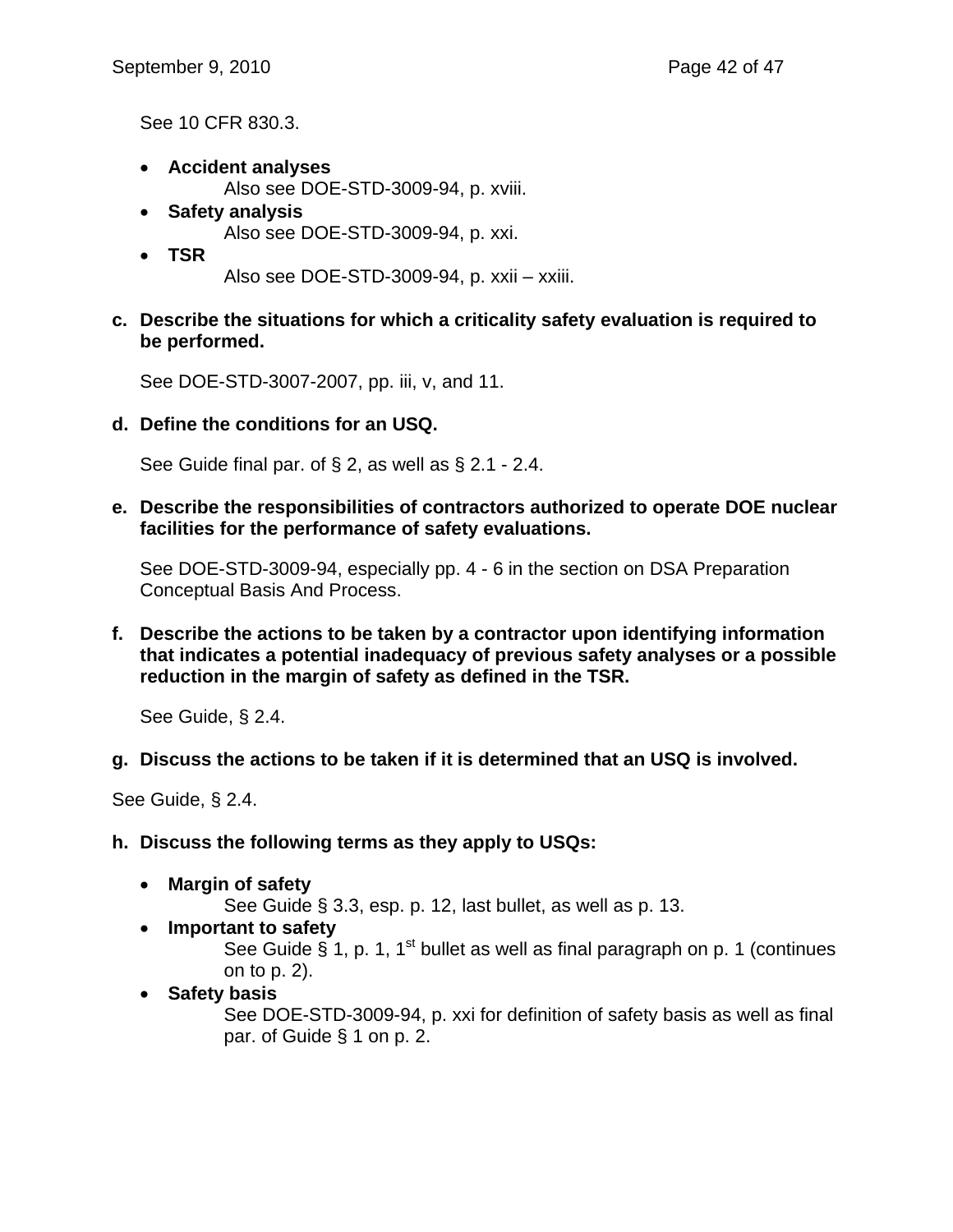See 10 CFR 830.3.

- **Accident analyses**
  Also see DOE-STD-3009-94, p. xviii.
- **Safety analysis**
  Also see DOE-STD-3009-94, p. xxi.
- **TSR**
  Also see DOE-STD-3009-94, p. xxii – xxiii.

**c. Describe the situations for which a criticality safety evaluation is required to be performed.**

See DOE-STD-3007-2007, pp. iii, v, and 11.

**d. Define the conditions for an USQ.**

See Guide final par. of § 2, as well as § 2.1 - 2.4.

**e. Describe the responsibilities of contractors authorized to operate DOE nuclear facilities for the performance of safety evaluations.**

See DOE-STD-3009-94, especially pp. 4 - 6 in the section on DSA Preparation Conceptual Basis And Process.

**f. Describe the actions to be taken by a contractor upon identifying information that indicates a potential inadequacy of previous safety analyses or a possible reduction in the margin of safety as defined in the TSR.**

See Guide, § 2.4.

**g. Discuss the actions to be taken if it is determined that an USQ is involved.**

See Guide, § 2.4.

**h. Discuss the following terms as they apply to USQs:**

- **Margin of safety**
  See Guide § 3.3, esp. p. 12, last bullet, as well as p. 13.
- **Important to safety**
  See Guide § 1, p. 1, 1st bullet as well as final paragraph on p. 1 (continues on to p. 2).
- **Safety basis**
  See DOE-STD-3009-94, p. xxi for definition of safety basis as well as final par. of Guide § 1 on p. 2.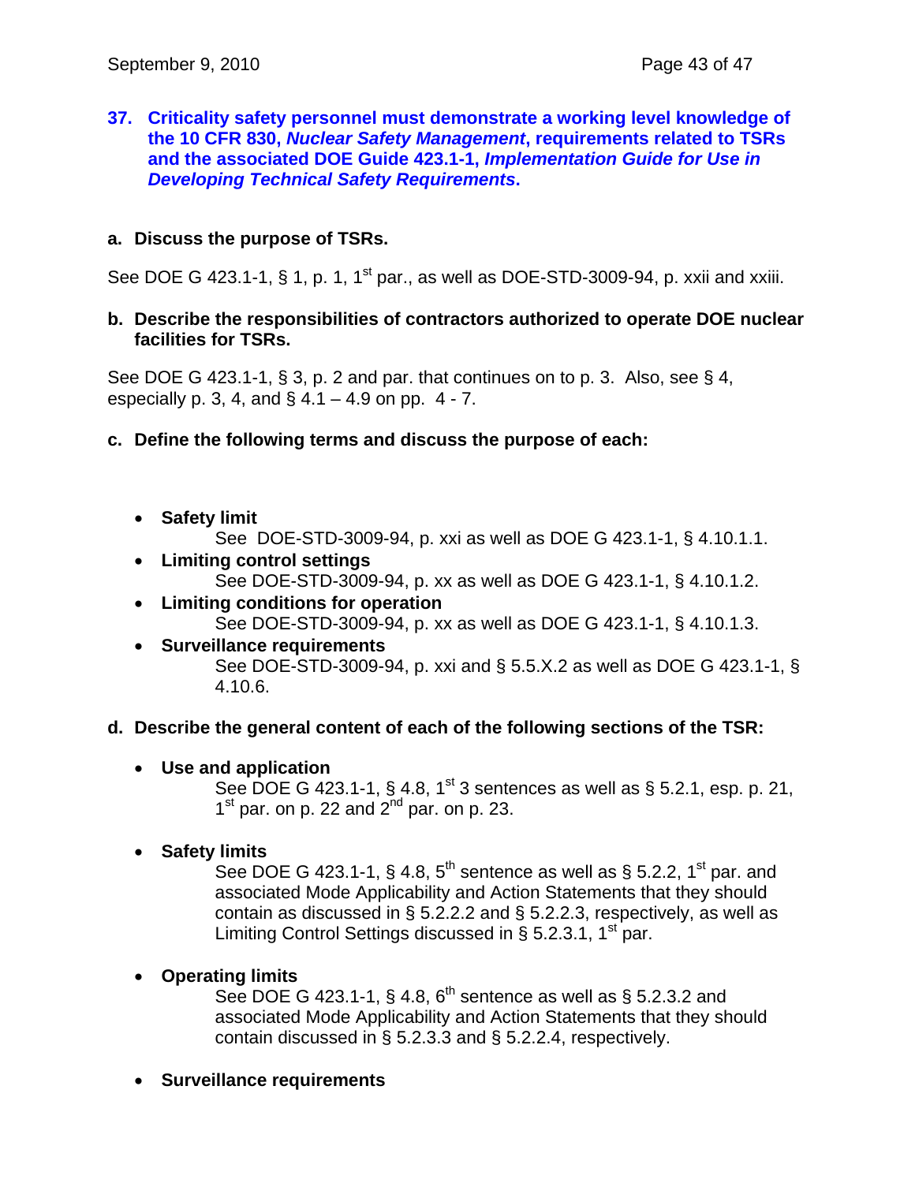**37. Criticality safety personnel must demonstrate a working level knowledge of the 10 CFR 830, *Nuclear Safety Management*, requirements related to TSRs and the associated DOE Guide 423.1-1, *Implementation Guide for Use in Developing Technical Safety Requirements*.**

**a. Discuss the purpose of TSRs.**

See DOE G 423.1-1, § 1, p. 1, 1st par., as well as DOE-STD-3009-94, p. xxii and xxiii.

**b. Describe the responsibilities of contractors authorized to operate DOE nuclear facilities for TSRs.**

See DOE G 423.1-1, § 3, p. 2 and par. that continues on to p. 3. Also, see § 4, especially p. 3, 4, and § 4.1 – 4.9 on pp. 4 - 7.

**c. Define the following terms and discuss the purpose of each:**

- **Safety limit**
  See DOE-STD-3009-94, p. xxi as well as DOE G 423.1-1, § 4.10.1.1.
- **Limiting control settings**
  See DOE-STD-3009-94, p. xx as well as DOE G 423.1-1, § 4.10.1.2.
- **Limiting conditions for operation**
  See DOE-STD-3009-94, p. xx as well as DOE G 423.1-1, § 4.10.1.3.
- **Surveillance requirements**
  See DOE-STD-3009-94, p. xxi and § 5.5.X.2 as well as DOE G 423.1-1, § 4.10.6.

**d. Describe the general content of each of the following sections of the TSR:**

- **Use and application**
  See DOE G 423.1-1, § 4.8, 1st 3 sentences as well as § 5.2.1, esp. p. 21, 1st par. on p. 22 and 2nd par. on p. 23.

- **Safety limits**
  See DOE G 423.1-1, § 4.8, 5th sentence as well as § 5.2.2, 1st par. and associated Mode Applicability and Action Statements that they should contain as discussed in § 5.2.2.2 and § 5.2.2.3, respectively, as well as Limiting Control Settings discussed in § 5.2.3.1, 1st par.

- **Operating limits**
  See DOE G 423.1-1, § 4.8, 6th sentence as well as § 5.2.3.2 and associated Mode Applicability and Action Statements that they should contain discussed in § 5.2.3.3 and § 5.2.2.4, respectively.

- **Surveillance requirements**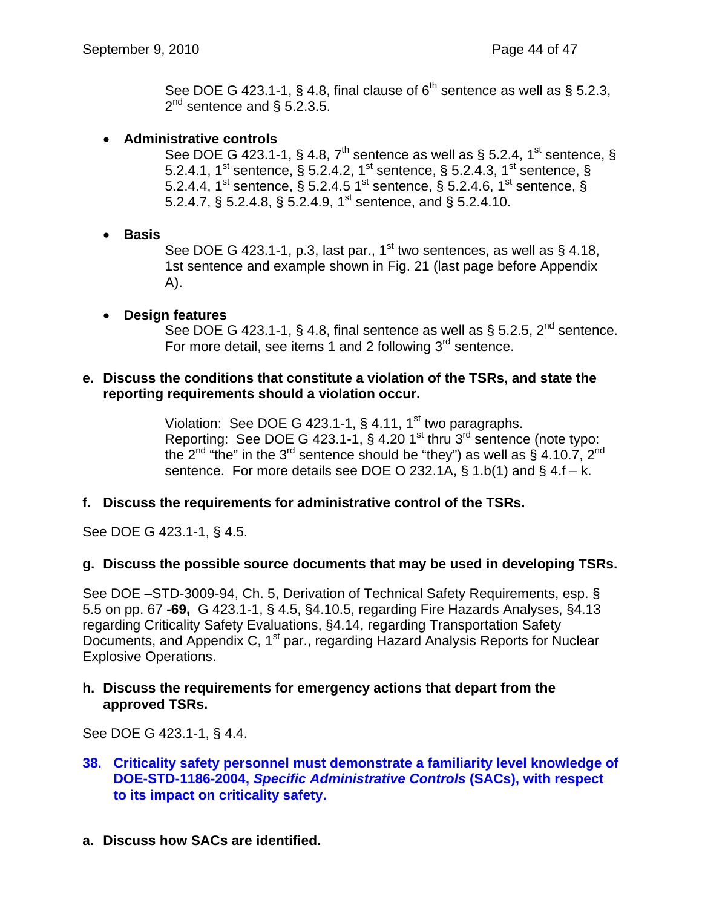See DOE G 423.1-1, § 4.8, final clause of 6th sentence as well as § 5.2.3, 2nd sentence and § 5.2.3.5.

- **Administrative controls**

  See DOE G 423.1-1, § 4.8, 7th sentence as well as § 5.2.4, 1st sentence, § 5.2.4.1, 1st sentence, § 5.2.4.2, 1st sentence, § 5.2.4.3, 1st sentence, § 5.2.4.4, 1st sentence, § 5.2.4.5 1st sentence, § 5.2.4.6, 1st sentence, § 5.2.4.7, § 5.2.4.8, § 5.2.4.9, 1st sentence, and § 5.2.4.10.

- **Basis**

  See DOE G 423.1-1, p.3, last par., 1st two sentences, as well as § 4.18, 1st sentence and example shown in Fig. 21 (last page before Appendix A).

- **Design features**

  See DOE G 423.1-1, § 4.8, final sentence as well as § 5.2.5, 2nd sentence. For more detail, see items 1 and 2 following 3rd sentence.

**e. Discuss the conditions that constitute a violation of the TSRs, and state the reporting requirements should a violation occur.**

Violation: See DOE G 423.1-1, § 4.11, 1st two paragraphs.
Reporting: See DOE G 423.1-1, § 4.20 1st thru 3rd sentence (note typo: the 2nd "the" in the 3rd sentence should be "they") as well as § 4.10.7, 2nd sentence. For more details see DOE O 232.1A, § 1.b(1) and § 4.f – k.

**f. Discuss the requirements for administrative control of the TSRs.**

See DOE G 423.1-1, § 4.5.

**g. Discuss the possible source documents that may be used in developing TSRs.**

See DOE –STD-3009-94, Ch. 5, Derivation of Technical Safety Requirements, esp. § 5.5 on pp. 67 **-69,** G 423.1-1, § 4.5, §4.10.5, regarding Fire Hazards Analyses, §4.13 regarding Criticality Safety Evaluations, §4.14, regarding Transportation Safety Documents, and Appendix C, 1st par., regarding Hazard Analysis Reports for Nuclear Explosive Operations.

**h. Discuss the requirements for emergency actions that depart from the approved TSRs.**

See DOE G 423.1-1, § 4.4.

## 38. Criticality safety personnel must demonstrate a familiarity level knowledge of DOE-STD-1186-2004, *Specific Administrative Controls* (SACs), with respect to its impact on criticality safety.

**a. Discuss how SACs are identified.**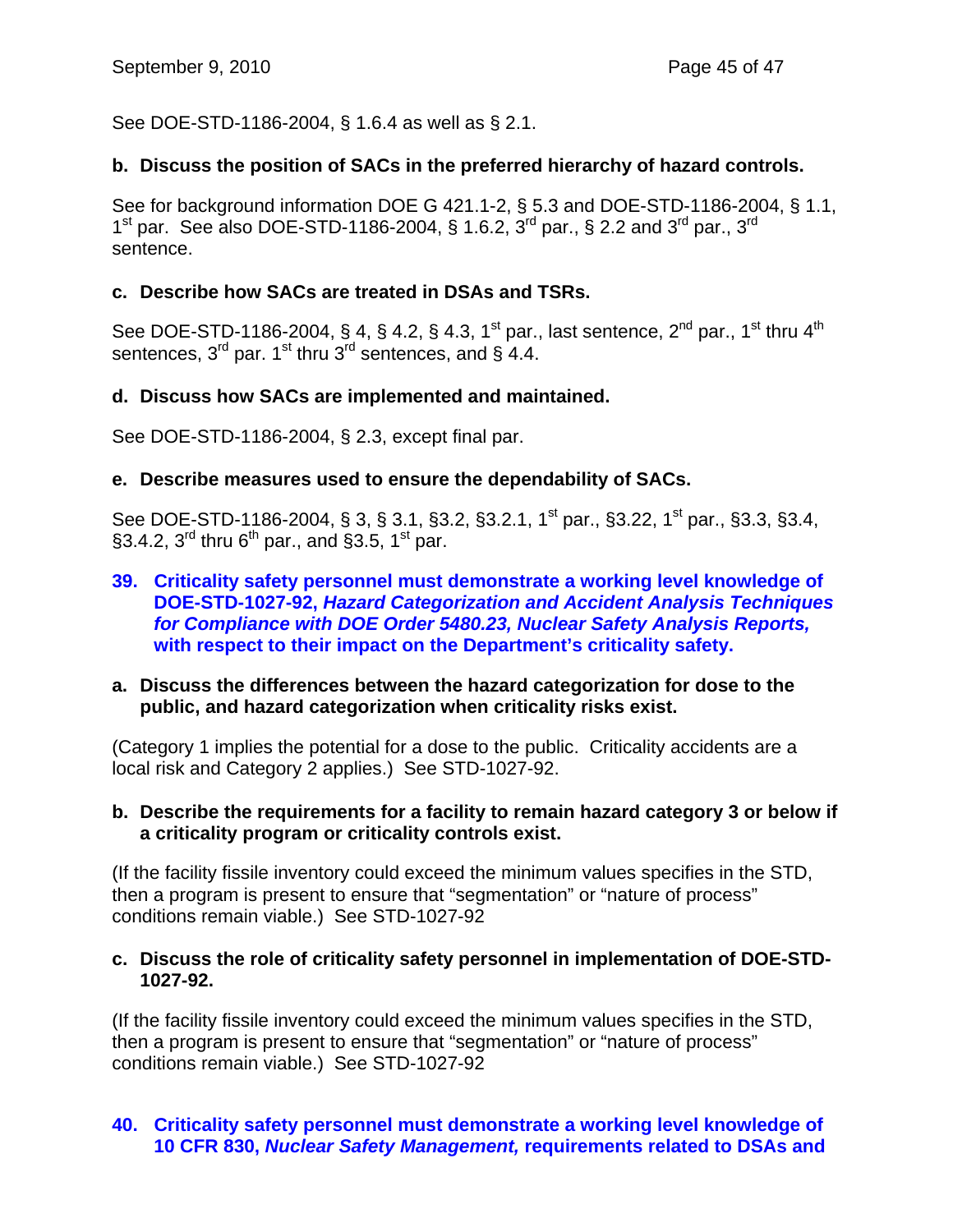See DOE-STD-1186-2004, § 1.6.4 as well as § 2.1.

**b. Discuss the position of SACs in the preferred hierarchy of hazard controls.**

See for background information DOE G 421.1-2, § 5.3 and DOE-STD-1186-2004, § 1.1, 1st par. See also DOE-STD-1186-2004, § 1.6.2, 3rd par., § 2.2 and 3rd par., 3rd sentence.

**c. Describe how SACs are treated in DSAs and TSRs.**

See DOE-STD-1186-2004, § 4, § 4.2, § 4.3, 1st par., last sentence, 2nd par., 1st thru 4th sentences, 3rd par. 1st thru 3rd sentences, and § 4.4.

**d. Discuss how SACs are implemented and maintained.**

See DOE-STD-1186-2004, § 2.3, except final par.

**e. Describe measures used to ensure the dependability of SACs.**

See DOE-STD-1186-2004, § 3, § 3.1, §3.2, §3.2.1, 1st par., §3.22, 1st par., §3.3, §3.4, §3.4.2, 3rd thru 6th par., and §3.5, 1st par.

**39. Criticality safety personnel must demonstrate a working level knowledge of DOE-STD-1027-92, *Hazard Categorization and Accident Analysis Techniques for Compliance with DOE Order 5480.23, Nuclear Safety Analysis Reports,* with respect to their impact on the Department's criticality safety.**

**a. Discuss the differences between the hazard categorization for dose to the public, and hazard categorization when criticality risks exist.**

(Category 1 implies the potential for a dose to the public. Criticality accidents are a local risk and Category 2 applies.) See STD-1027-92.

**b. Describe the requirements for a facility to remain hazard category 3 or below if a criticality program or criticality controls exist.**

(If the facility fissile inventory could exceed the minimum values specifies in the STD, then a program is present to ensure that "segmentation" or "nature of process" conditions remain viable.) See STD-1027-92

**c. Discuss the role of criticality safety personnel in implementation of DOE-STD-1027-92.**

(If the facility fissile inventory could exceed the minimum values specifies in the STD, then a program is present to ensure that "segmentation" or "nature of process" conditions remain viable.) See STD-1027-92

**40. Criticality safety personnel must demonstrate a working level knowledge of 10 CFR 830, *Nuclear Safety Management,* requirements related to DSAs and**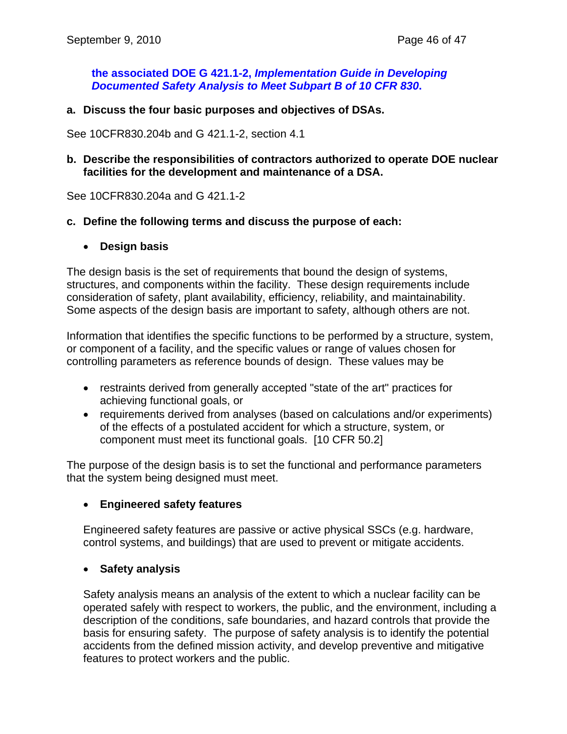**the associated DOE G 421.1-2, *Implementation Guide in Developing Documented Safety Analysis to Meet Subpart B of 10 CFR 830*.**

**a. Discuss the four basic purposes and objectives of DSAs.**

See 10CFR830.204b and G 421.1-2, section 4.1

**b. Describe the responsibilities of contractors authorized to operate DOE nuclear facilities for the development and maintenance of a DSA.**

See 10CFR830.204a and G 421.1-2

**c. Define the following terms and discuss the purpose of each:**

- **Design basis**

The design basis is the set of requirements that bound the design of systems, structures, and components within the facility. These design requirements include consideration of safety, plant availability, efficiency, reliability, and maintainability. Some aspects of the design basis are important to safety, although others are not.

Information that identifies the specific functions to be performed by a structure, system, or component of a facility, and the specific values or range of values chosen for controlling parameters as reference bounds of design. These values may be

- restraints derived from generally accepted "state of the art" practices for achieving functional goals, or
- requirements derived from analyses (based on calculations and/or experiments) of the effects of a postulated accident for which a structure, system, or component must meet its functional goals. [10 CFR 50.2]

The purpose of the design basis is to set the functional and performance parameters that the system being designed must meet.

- **Engineered safety features**

Engineered safety features are passive or active physical SSCs (e.g. hardware, control systems, and buildings) that are used to prevent or mitigate accidents.

- **Safety analysis**

Safety analysis means an analysis of the extent to which a nuclear facility can be operated safely with respect to workers, the public, and the environment, including a description of the conditions, safe boundaries, and hazard controls that provide the basis for ensuring safety. The purpose of safety analysis is to identify the potential accidents from the defined mission activity, and develop preventive and mitigative features to protect workers and the public.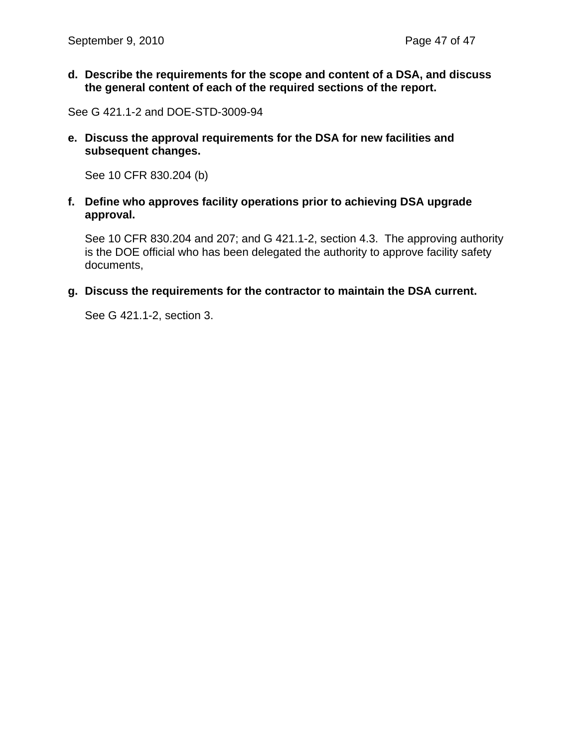d. **Describe the requirements for the scope and content of a DSA, and discuss the general content of each of the required sections of the report.**

See G 421.1-2 and DOE-STD-3009-94

e. **Discuss the approval requirements for the DSA for new facilities and subsequent changes.**

   See 10 CFR 830.204 (b)

f. **Define who approves facility operations prior to achieving DSA upgrade approval.**

   See 10 CFR 830.204 and 207; and G 421.1-2, section 4.3. The approving authority is the DOE official who has been delegated the authority to approve facility safety documents,

g. **Discuss the requirements for the contractor to maintain the DSA current.**

   See G 421.1-2, section 3.